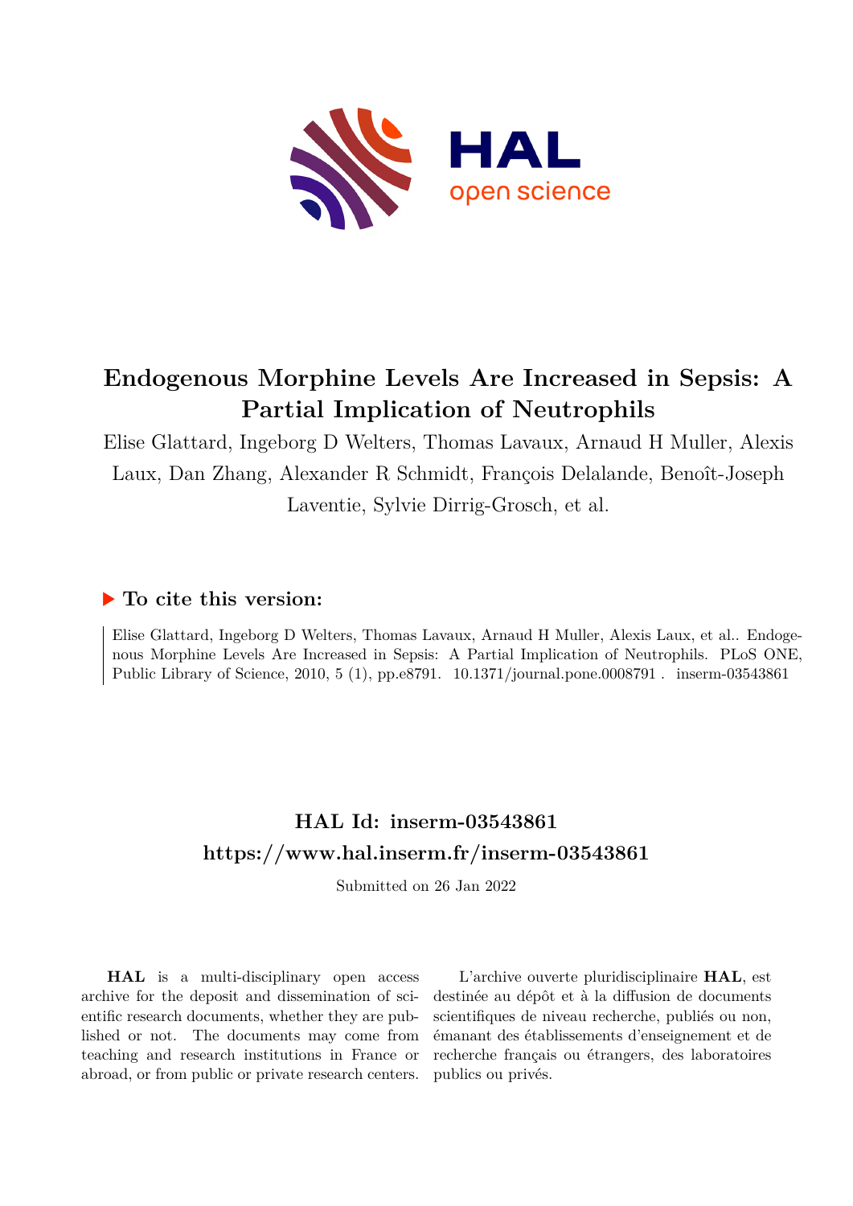# Endogenous Morphine Levels Are Increased in Sepsis: A Partial Implication of Neutrophils

Elise Glattard, Ingeborg D Welters, Thomas Lavaux, Arnaud H Muller, Alexis Laux, Dan Zhang, Alexander R Schmidt, François Delalande, Benoît-Joseph Laventie, Sylvie Dirrig-Grosch, et al.

## ▶ To cite this version:

Elise Glattard, Ingeborg D Welters, Thomas Lavaux, Arnaud H Muller, Alexis Laux, et al.. Endogenous Morphine Levels Are Increased in Sepsis: A Partial Implication of Neutrophils. PLoS ONE, Public Library of Science, 2010, 5 (1), pp.e8791. 10.1371/journal.pone.0008791 . inserm-03543861

## HAL Id: inserm-03543861

## https://www.hal.inserm.fr/inserm-03543861

Submitted on 26 Jan 2022

**HAL** is a multi-disciplinary open access archive for the deposit and dissemination of scientific research documents, whether they are published or not. The documents may come from teaching and research institutions in France or abroad, or from public or private research centers.

L'archive ouverte pluridisciplinaire **HAL**, est destinée au dépôt et à la diffusion de documents scientifiques de niveau recherche, publiés ou non, émanant des établissements d'enseignement et de recherche français ou étrangers, des laboratoires publics ou privés.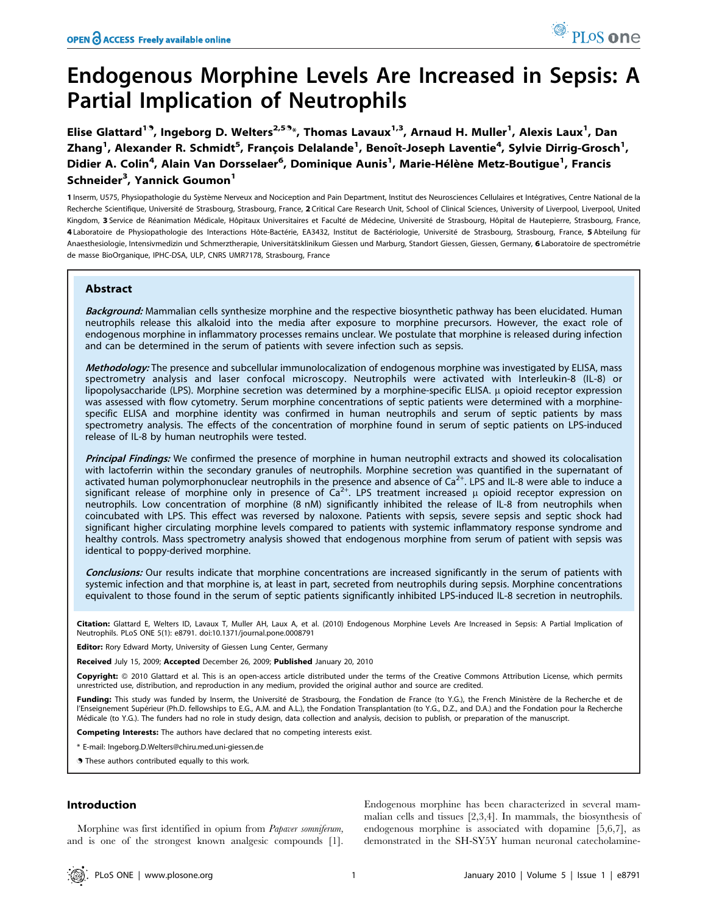# Endogenous Morphine Levels Are Increased in Sepsis: A Partial Implication of Neutrophils

Elise Glattard[1], Ingeborg D. Welters[2,5]*, Thomas Lavaux[1,3], Arnaud H. Muller[1], Alexis Laux[1], Dan Zhang[1], Alexander R. Schmidt[5], François Delalande[1], Benoît-Joseph Laventie[4], Sylvie Dirrig-Grosch[1], Didier A. Colin[4], Alain Van Dorsselaer[6], Dominique Aunis[1], Marie-Hélène Metz-Boutigue[1], Francis Schneider[3], Yannick Goumon[1]

1 Inserm, U575, Physiopathologie du Système Nerveux and Nociception and Pain Department, Institut des Neurosciences Cellulaires et Intégratives, Centre National de la Recherche Scientifique, Université de Strasbourg, Strasbourg, France, 2 Critical Care Research Unit, School of Clinical Sciences, University of Liverpool, Liverpool, United Kingdom, 3 Service de Réanimation Médicale, Hôpitaux Universitaires et Faculté de Médecine, Université de Strasbourg, Hôpital de Hautepierre, Strasbourg, France, 4 Laboratoire de Physiopathologie des Interactions Hôte-Bactérie, EA3432, Institut de Bactériologie, Université de Strasbourg, Strasbourg, France, 5 Abteilung für Anaesthesiologie, Intensivmedizin und Schmerztherapie, Universitätsklinikum Giessen und Marburg, Standort Giessen, Giessen, Germany, 6 Laboratoire de spectrométrie de masse BioOrganique, IPHC-DSA, ULP, CNRS UMR7178, Strasbourg, France

## Abstract

***Background:*** Mammalian cells synthesize morphine and the respective biosynthetic pathway has been elucidated. Human neutrophils release this alkaloid into the media after exposure to morphine precursors. However, the exact role of endogenous morphine in inflammatory processes remains unclear. We postulate that morphine is released during infection and can be determined in the serum of patients with severe infection such as sepsis.

***Methodology:*** The presence and subcellular immunolocalization of endogenous morphine was investigated by ELISA, mass spectrometry analysis and laser confocal microscopy. Neutrophils were activated with Interleukin-8 (IL-8) or lipopolysaccharide (LPS). Morphine secretion was determined by a morphine-specific ELISA. μ opioid receptor expression was assessed with flow cytometry. Serum morphine concentrations of septic patients were determined with a morphine-specific ELISA and morphine identity was confirmed in human neutrophils and serum of septic patients by mass spectrometry analysis. The effects of the concentration of morphine found in serum of septic patients on LPS-induced release of IL-8 by human neutrophils were tested.

***Principal Findings:*** We confirmed the presence of morphine in human neutrophil extracts and showed its colocalisation with lactoferrin within the secondary granules of neutrophils. Morphine secretion was quantified in the supernatant of activated human polymorphonuclear neutrophils in the presence and absence of $Ca^{2+}$. LPS and IL-8 were able to induce a significant release of morphine only in presence of $Ca^{2+}$. LPS treatment increased μ opioid receptor expression on neutrophils. Low concentration of morphine (8 nM) significantly inhibited the release of IL-8 from neutrophils when coincubated with LPS. This effect was reversed by naloxone. Patients with sepsis, severe sepsis and septic shock had significant higher circulating morphine levels compared to patients with systemic inflammatory response syndrome and healthy controls. Mass spectrometry analysis showed that endogenous morphine from serum of patient with sepsis was identical to poppy-derived morphine.

***Conclusions:*** Our results indicate that morphine concentrations are increased significantly in the serum of patients with systemic infection and that morphine is, at least in part, secreted from neutrophils during sepsis. Morphine concentrations equivalent to those found in the serum of septic patients significantly inhibited LPS-induced IL-8 secretion in neutrophils.

**Citation:** Glattard E, Welters ID, Lavaux T, Muller AH, Laux A, et al. (2010) Endogenous Morphine Levels Are Increased in Sepsis: A Partial Implication of Neutrophils. PLoS ONE 5(1): e8791. doi:10.1371/journal.pone.0008791

**Editor:** Rory Edward Morty, University of Giessen Lung Center, Germany

**Received** July 15, 2009; **Accepted** December 26, 2009; **Published** January 20, 2010

**Copyright:** © 2010 Glattard et al. This is an open-access article distributed under the terms of the Creative Commons Attribution License, which permits unrestricted use, distribution, and reproduction in any medium, provided the original author and source are credited.

**Funding:** This study was funded by Inserm, the Université de Strasbourg, the Fondation de France (to Y.G.), the French Ministère de la Recherche et de l'Enseignement Supérieur (Ph.D. fellowships to E.G., A.M. and A.L.), the Fondation Transplantation (to Y.G., D.Z., and D.A.) and the Fondation pour la Recherche Médicale (to Y.G.). The funders had no role in study design, data collection and analysis, decision to publish, or preparation of the manuscript.

**Competing Interests:** The authors have declared that no competing interests exist.

\* E-mail: Ingeborg.D.Welters@chiru.med.uni-giessen.de

These authors contributed equally to this work.

## Introduction

Morphine was first identified in opium from *Papaver somniferum*, and is one of the strongest known analgesic compounds [1]. Endogenous morphine has been characterized in several mammalian cells and tissues [2,3,4]. In mammals, the biosynthesis of endogenous morphine is associated with dopamine [5,6,7], as demonstrated in the SH-SY5Y human neuronal catecholamine-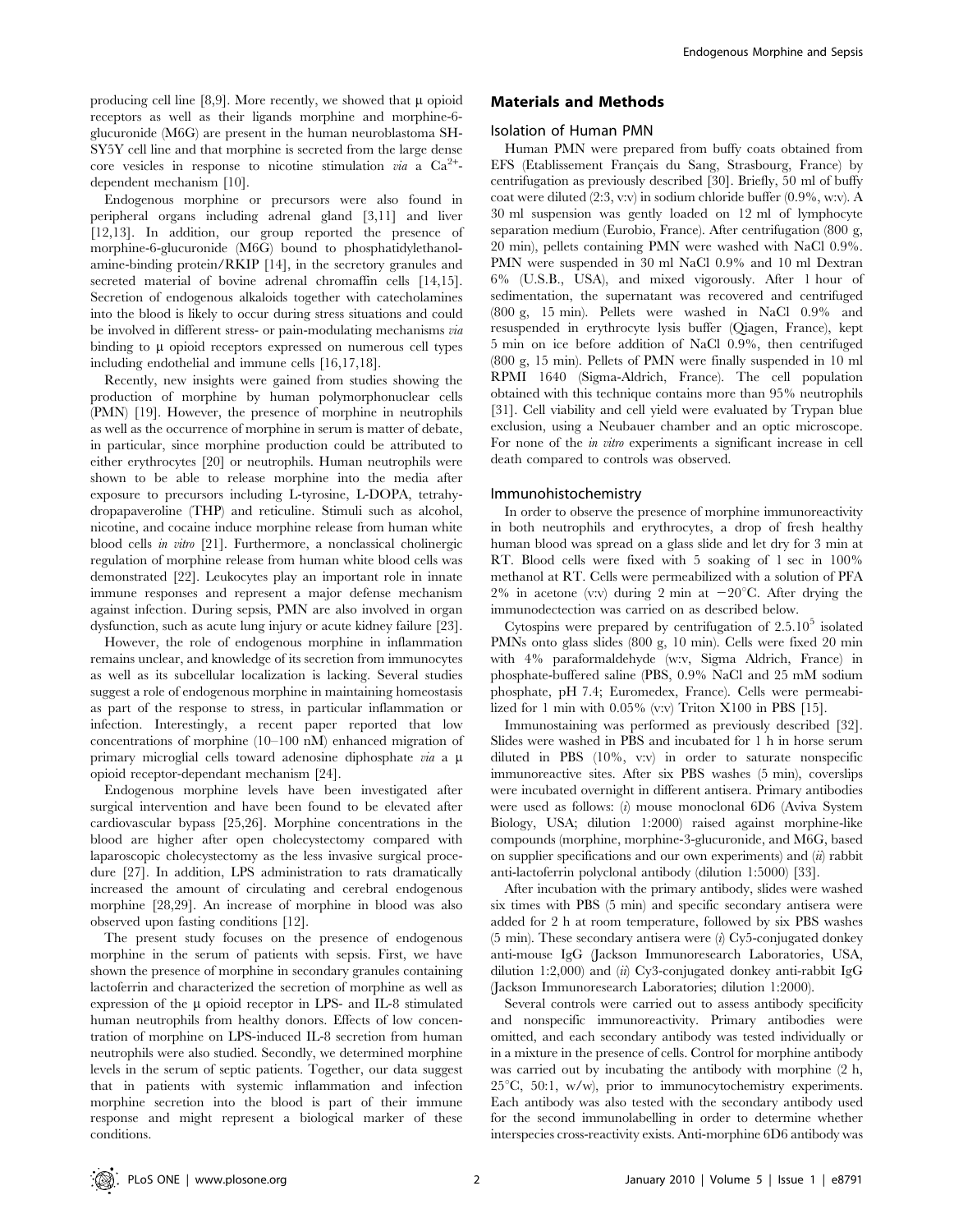producing cell line [8,9]. More recently, we showed that μ opioid receptors as well as their ligands morphine and morphine-6-glucuronide (M6G) are present in the human neuroblastoma SH-SY5Y cell line and that morphine is secreted from the large dense core vesicles in response to nicotine stimulation *via* a $Ca^{2+}$-dependent mechanism [10].

Endogenous morphine or precursors were also found in peripheral organs including adrenal gland [3,11] and liver [12,13]. In addition, our group reported the presence of morphine-6-glucuronide (M6G) bound to phosphatidylethanolamine-binding protein/RKIP [14], in the secretory granules and secreted material of bovine adrenal chromaffin cells [14,15]. Secretion of endogenous alkaloids together with catecholamines into the blood is likely to occur during stress situations and could be involved in different stress- or pain-modulating mechanisms *via* binding to μ opioid receptors expressed on numerous cell types including endothelial and immune cells [16,17,18].

Recently, new insights were gained from studies showing the production of morphine by human polymorphonuclear cells (PMN) [19]. However, the presence of morphine in neutrophils as well as the occurrence of morphine in serum is matter of debate, in particular, since morphine production could be attributed to either erythrocytes [20] or neutrophils. Human neutrophils were shown to be able to release morphine into the media after exposure to precursors including L-tyrosine, L-DOPA, tetrahydropapaveroline (THP) and reticuline. Stimuli such as alcohol, nicotine, and cocaine induce morphine release from human white blood cells *in vitro* [21]. Furthermore, a nonclassical cholinergic regulation of morphine release from human white blood cells was demonstrated [22]. Leukocytes play an important role in innate immune responses and represent a major defense mechanism against infection. During sepsis, PMN are also involved in organ dysfunction, such as acute lung injury or acute kidney failure [23].

However, the role of endogenous morphine in inflammation remains unclear, and knowledge of its secretion from immunocytes as well as its subcellular localization is lacking. Several studies suggest a role of endogenous morphine in maintaining homeostasis as part of the response to stress, in particular inflammation or infection. Interestingly, a recent paper reported that low concentrations of morphine (10–100 nM) enhanced migration of primary microglial cells toward adenosine diphosphate *via* a μ opioid receptor-dependant mechanism [24].

Endogenous morphine levels have been investigated after surgical intervention and have been found to be elevated after cardiovascular bypass [25,26]. Morphine concentrations in the blood are higher after open cholecystectomy compared with laparoscopic cholecystectomy as the less invasive surgical procedure [27]. In addition, LPS administration to rats dramatically increased the amount of circulating and cerebral endogenous morphine [28,29]. An increase of morphine in blood was also observed upon fasting conditions [12].

The present study focuses on the presence of endogenous morphine in the serum of patients with sepsis. First, we have shown the presence of morphine in secondary granules containing lactoferrin and characterized the secretion of morphine as well as expression of the μ opioid receptor in LPS- and IL-8 stimulated human neutrophils from healthy donors. Effects of low concentration of morphine on LPS-induced IL-8 secretion from human neutrophils were also studied. Secondly, we determined morphine levels in the serum of septic patients. Together, our data suggest that in patients with systemic inflammation and infection morphine secretion into the blood is part of their immune response and might represent a biological marker of these conditions.

## Materials and Methods

### Isolation of Human PMN

Human PMN were prepared from buffy coats obtained from EFS (Etablissement Français du Sang, Strasbourg, France) by centrifugation as previously described [30]. Briefly, 50 ml of buffy coat were diluted (2:3, v:v) in sodium chloride buffer (0.9%, w:v). A 30 ml suspension was gently loaded on 12 ml of lymphocyte separation medium (Eurobio, France). After centrifugation (800 g, 20 min), pellets containing PMN were washed with NaCl 0.9%. PMN were suspended in 30 ml NaCl 0.9% and 10 ml Dextran 6% (U.S.B., USA), and mixed vigorously. After 1 hour of sedimentation, the supernatant was recovered and centrifuged (800 g, 15 min). Pellets were washed in NaCl 0.9% and resuspended in erythrocyte lysis buffer (Qiagen, France), kept 5 min on ice before addition of NaCl 0.9%, then centrifuged (800 g, 15 min). Pellets of PMN were finally suspended in 10 ml RPMI 1640 (Sigma-Aldrich, France). The cell population obtained with this technique contains more than 95% neutrophils [31]. Cell viability and cell yield were evaluated by Trypan blue exclusion, using a Neubauer chamber and an optic microscope. For none of the *in vitro* experiments a significant increase in cell death compared to controls was observed.

### Immunohistochemistry

In order to observe the presence of morphine immunoreactivity in both neutrophils and erythrocytes, a drop of fresh healthy human blood was spread on a glass slide and let dry for 3 min at RT. Blood cells were fixed with 5 soaking of 1 sec in 100% methanol at RT. Cells were permeabilized with a solution of PFA 2% in acetone (v:v) during 2 min at −20°C. After drying the immunodectection was carried on as described below.

Cytospins were prepared by centrifugation of $2.5.10^5$ isolated PMNs onto glass slides (800 g, 10 min). Cells were fixed 20 min with 4% paraformaldehyde (w:v, Sigma Aldrich, France) in phosphate-buffered saline (PBS, 0.9% NaCl and 25 mM sodium phosphate, pH 7.4; Euromedex, France). Cells were permeabilized for 1 min with 0.05% (v:v) Triton X100 in PBS [15].

Immunostaining was performed as previously described [32]. Slides were washed in PBS and incubated for 1 h in horse serum diluted in PBS (10%, v:v) in order to saturate nonspecific immunoreactive sites. After six PBS washes (5 min), coverslips were incubated overnight in different antisera. Primary antibodies were used as follows: (*i*) mouse monoclonal 6D6 (Aviva System Biology, USA; dilution 1:2000) raised against morphine-like compounds (morphine, morphine-3-glucuronide, and M6G, based on supplier specifications and our own experiments) and (*ii*) rabbit anti-lactoferrin polyclonal antibody (dilution 1:5000) [33].

After incubation with the primary antibody, slides were washed six times with PBS (5 min) and specific secondary antisera were added for 2 h at room temperature, followed by six PBS washes (5 min). These secondary antisera were (*i*) Cy5-conjugated donkey anti-mouse IgG (Jackson Immunoresearch Laboratories, USA, dilution 1:2,000) and (*ii*) Cy3-conjugated donkey anti-rabbit IgG (Jackson Immunoresearch Laboratories; dilution 1:2000).

Several controls were carried out to assess antibody specificity and nonspecific immunoreactivity. Primary antibodies were omitted, and each secondary antibody was tested individually or in a mixture in the presence of cells. Control for morphine antibody was carried out by incubating the antibody with morphine (2 h, 25°C, 50:1, w/w), prior to immunocytochemistry experiments. Each antibody was also tested with the secondary antibody used for the second immunolabelling in order to determine whether interspecies cross-reactivity exists. Anti-morphine 6D6 antibody was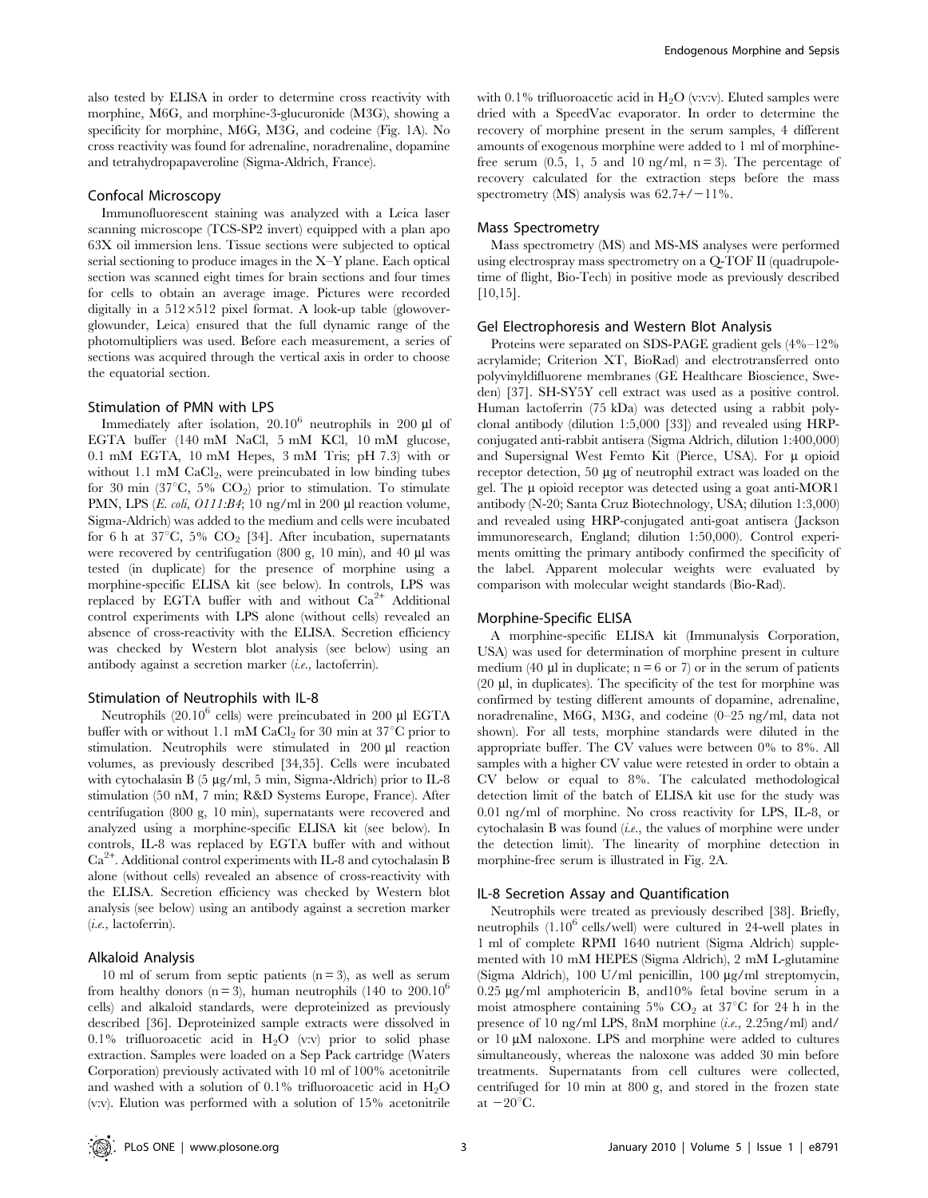also tested by ELISA in order to determine cross reactivity with morphine, M6G, and morphine-3-glucuronide (M3G), showing a specificity for morphine, M6G, M3G, and codeine (Fig. 1A). No cross reactivity was found for adrenaline, noradrenaline, dopamine and tetrahydropapaveroline (Sigma-Aldrich, France).

### Confocal Microscopy

Immunofluorescent staining was analyzed with a Leica laser scanning microscope (TCS-SP2 invert) equipped with a plan apo 63X oil immersion lens. Tissue sections were subjected to optical serial sectioning to produce images in the X–Y plane. Each optical section was scanned eight times for brain sections and four times for cells to obtain an average image. Pictures were recorded digitally in a 512×512 pixel format. A look-up table (glowoverglowunder, Leica) ensured that the full dynamic range of the photomultipliers was used. Before each measurement, a series of sections was acquired through the vertical axis in order to choose the equatorial section.

### Stimulation of PMN with LPS

Immediately after isolation, $20.10^6$ neutrophils in 200 µl of EGTA buffer (140 mM NaCl, 5 mM KCl, 10 mM glucose, 0.1 mM EGTA, 10 mM Hepes, 3 mM Tris; pH 7.3) with or without 1.1 mM $CaCl_2$, were preincubated in low binding tubes for 30 min (37°C, 5% $CO_2$) prior to stimulation. To stimulate PMN, LPS (*E. coli, O111:B4*; 10 ng/ml in 200 µl reaction volume, Sigma-Aldrich) was added to the medium and cells were incubated for 6 h at 37°C, 5% $CO_2$ [34]. After incubation, supernatants were recovered by centrifugation (800 g, 10 min), and 40 µl was tested (in duplicate) for the presence of morphine using a morphine-specific ELISA kit (see below). In controls, LPS was replaced by EGTA buffer with and without $Ca^{2+}$ Additional control experiments with LPS alone (without cells) revealed an absence of cross-reactivity with the ELISA. Secretion efficiency was checked by Western blot analysis (see below) using an antibody against a secretion marker (*i.e.*, lactoferrin).

### Stimulation of Neutrophils with IL-8

Neutrophils ($20.10^6$ cells) were preincubated in 200 µl EGTA buffer with or without 1.1 mM $CaCl_2$ for 30 min at 37°C prior to stimulation. Neutrophils were stimulated in 200 µl reaction volumes, as previously described [34,35]. Cells were incubated with cytochalasin B (5 µg/ml, 5 min, Sigma-Aldrich) prior to IL-8 stimulation (50 nM, 7 min; R&D Systems Europe, France). After centrifugation (800 g, 10 min), supernatants were recovered and analyzed using a morphine-specific ELISA kit (see below). In controls, IL-8 was replaced by EGTA buffer with and without $Ca^{2+}$. Additional control experiments with IL-8 and cytochalasin B alone (without cells) revealed an absence of cross-reactivity with the ELISA. Secretion efficiency was checked by Western blot analysis (see below) using an antibody against a secretion marker (*i.e.*, lactoferrin).

### Alkaloid Analysis

10 ml of serum from septic patients (n = 3), as well as serum from healthy donors (n = 3), human neutrophils (140 to $200.10^6$ cells) and alkaloid standards, were deproteinized as previously described [36]. Deproteinized sample extracts were dissolved in 0.1% trifluoroacetic acid in $H_2O$ (v:v) prior to solid phase extraction. Samples were loaded on a Sep Pack cartridge (Waters Corporation) previously activated with 10 ml of 100% acetonitrile and washed with a solution of 0.1% trifluoroacetic acid in $H_2O$ (v:v). Elution was performed with a solution of 15% acetonitrile with 0.1% trifluoroacetic acid in $H_2O$ (v:v:v). Eluted samples were dried with a SpeedVac evaporator. In order to determine the recovery of morphine present in the serum samples, 4 different amounts of exogenous morphine were added to 1 ml of morphine-free serum (0.5, 1, 5 and 10 ng/ml, n = 3). The percentage of recovery calculated for the extraction steps before the mass spectrometry (MS) analysis was 62.7+/−11%.

### Mass Spectrometry

Mass spectrometry (MS) and MS-MS analyses were performed using electrospray mass spectrometry on a Q-TOF II (quadrupole-time of flight, Bio-Tech) in positive mode as previously described [10,15].

### Gel Electrophoresis and Western Blot Analysis

Proteins were separated on SDS-PAGE gradient gels (4%–12% acrylamide; Criterion XT, BioRad) and electrotransferred onto polyvinyldifluorene membranes (GE Healthcare Bioscience, Sweden) [37]. SH-SY5Y cell extract was used as a positive control. Human lactoferrin (75 kDa) was detected using a rabbit polyclonal antibody (dilution 1:5,000 [33]) and revealed using HRP-conjugated anti-rabbit antisera (Sigma Aldrich, dilution 1:400,000) and Supersignal West Femto Kit (Pierce, USA). For µ opioid receptor detection, 50 µg of neutrophil extract was loaded on the gel. The µ opioid receptor was detected using a goat anti-MOR1 antibody (N-20; Santa Cruz Biotechnology, USA; dilution 1:3,000) and revealed using HRP-conjugated anti-goat antisera (Jackson immunoresearch, England; dilution 1:50,000). Control experiments omitting the primary antibody confirmed the specificity of the label. Apparent molecular weights were evaluated by comparison with molecular weight standards (Bio-Rad).

### Morphine-Specific ELISA

A morphine-specific ELISA kit (Immunalysis Corporation, USA) was used for determination of morphine present in culture medium (40 µl in duplicate; n = 6 or 7) or in the serum of patients (20 µl, in duplicates). The specificity of the test for morphine was confirmed by testing different amounts of dopamine, adrenaline, noradrenaline, M6G, M3G, and codeine (0–25 ng/ml, data not shown). For all tests, morphine standards were diluted in the appropriate buffer. The CV values were between 0% to 8%. All samples with a higher CV value were retested in order to obtain a CV below or equal to 8%. The calculated methodological detection limit of the batch of ELISA kit use for the study was 0.01 ng/ml of morphine. No cross reactivity for LPS, IL-8, or cytochalasin B was found (*i.e.*, the values of morphine were under the detection limit). The linearity of morphine detection in morphine-free serum is illustrated in Fig. 2A.

### IL-8 Secretion Assay and Quantification

Neutrophils were treated as previously described [38]. Briefly, neutrophils ($1.10^6$ cells/well) were cultured in 24-well plates in 1 ml of complete RPMI 1640 nutrient (Sigma Aldrich) supplemented with 10 mM HEPES (Sigma Aldrich), 2 mM L-glutamine (Sigma Aldrich), 100 U/ml penicillin, 100 µg/ml streptomycin, 0.25 µg/ml amphotericin B, and10% fetal bovine serum in a moist atmosphere containing 5% $CO_2$ at 37°C for 24 h in the presence of 10 ng/ml LPS, 8nM morphine (*i.e.*, 2.25ng/ml) and/or 10 µM naloxone. LPS and morphine were added to cultures simultaneously, whereas the naloxone was added 30 min before treatments. Supernatants from cell cultures were collected, centrifuged for 10 min at 800 g, and stored in the frozen state at −20°C.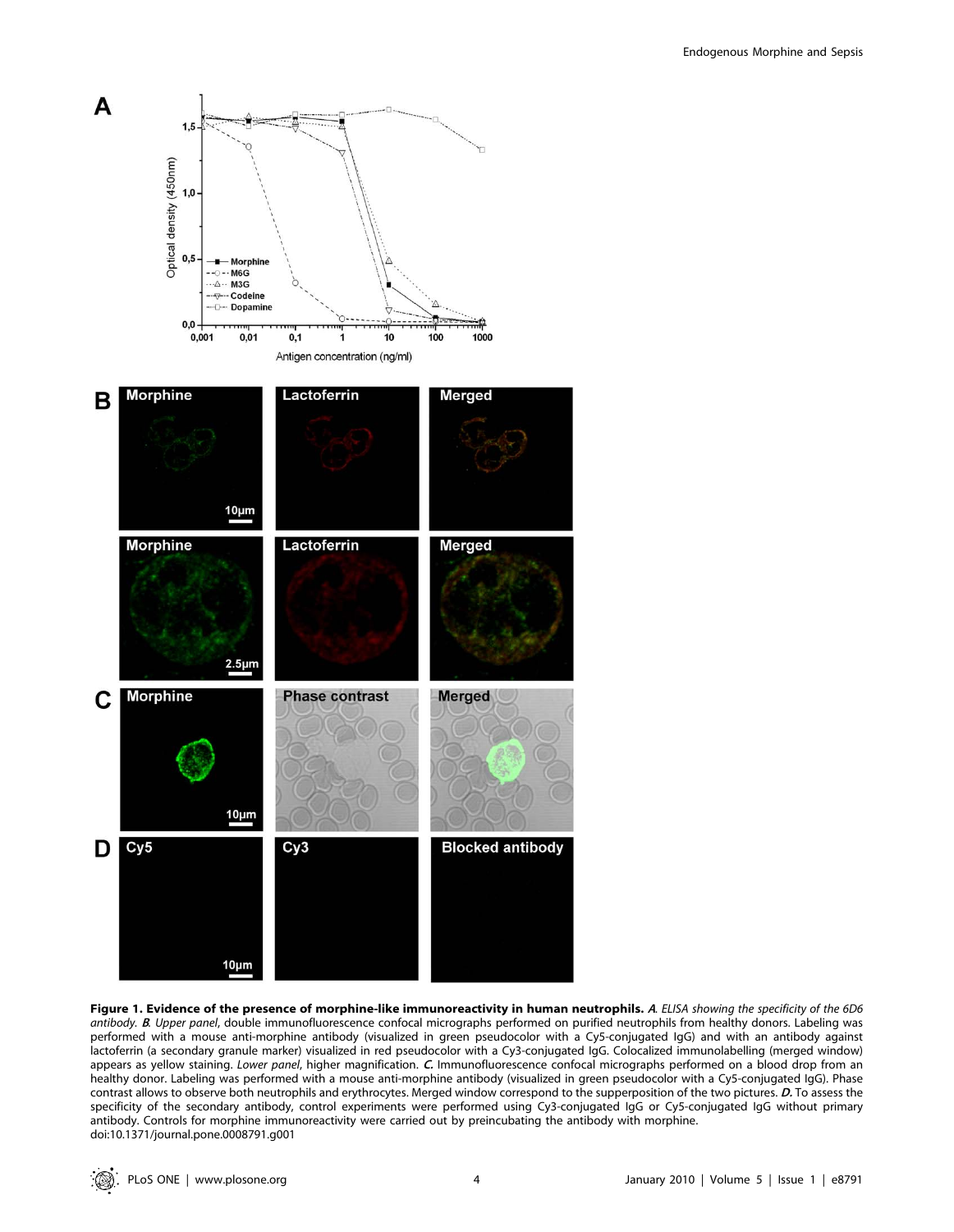**Figure 1. Evidence of the presence of morphine-like immunoreactivity in human neutrophils.** *A.* *ELISA showing the specificity of the 6D6 antibody.* *B.* *Upper panel*, double immunofluorescence confocal micrographs performed on purified neutrophils from healthy donors. Labeling was performed with a mouse anti-morphine antibody (visualized in green pseudocolor with a Cy5-conjugated IgG) and with an antibody against lactoferrin (a secondary granule marker) visualized in red pseudocolor with a Cy3-conjugated IgG. Colocalized immunolabelling (merged window) appears as yellow staining. *Lower panel*, higher magnification. *C.* Immunofluorescence confocal micrographs performed on a blood drop from an healthy donor. Labeling was performed with a mouse anti-morphine antibody (visualized in green pseudocolor with a Cy5-conjugated IgG). Phase contrast allows to observe both neutrophils and erythrocytes. Merged window correspond to the supperposition of the two pictures. *D.* To assess the specificity of the secondary antibody, control experiments were performed using Cy3-conjugated IgG or Cy5-conjugated IgG without primary antibody. Controls for morphine immunoreactivity were carried out by preincubating the antibody with morphine.
doi:10.1371/journal.pone.0008791.g001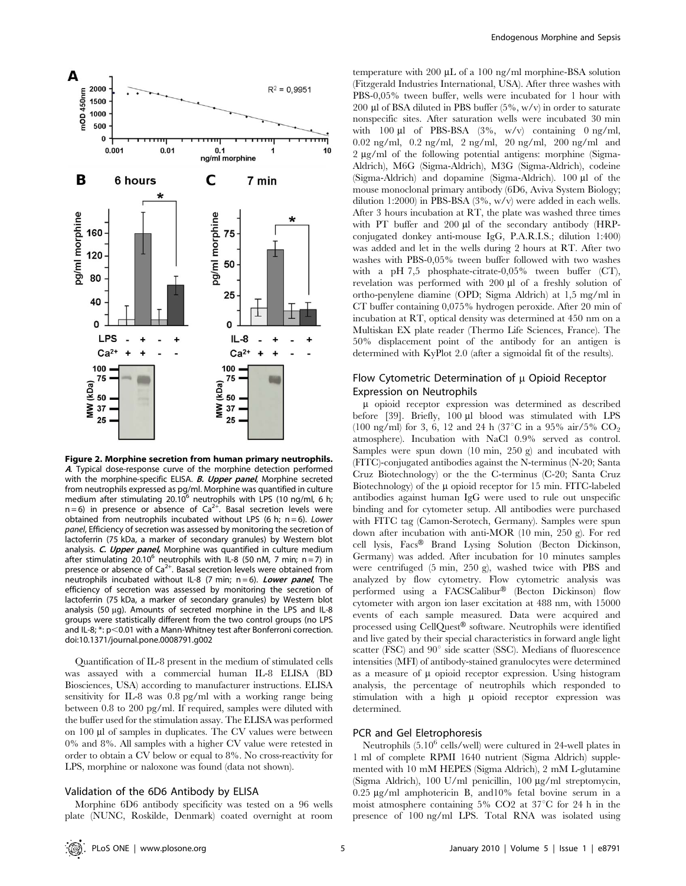**Figure 2. Morphine secretion from human primary neutrophils.** *A*. Typical dose-response curve of the morphine detection performed with the morphine-specific ELISA. *B. Upper panel*, Morphine secreted from neutrophils expressed as pg/ml. Morphine was quantified in culture medium after stimulating 20.10[6] neutrophils with LPS (10 ng/ml, 6 h; n = 6) in presence or absence of $Ca^{2+}$. Basal secretion levels were obtained from neutrophils incubated without LPS (6 h; n = 6). *Lower panel*, Efficiency of secretion was assessed by monitoring the secretion of lactoferrin (75 kDa, a marker of secondary granules) by Western blot analysis. *C. Upper panel*, Morphine was quantified in culture medium after stimulating 20.10[6] neutrophils with IL-8 (50 nM, 7 min; n = 7) in presence or absence of $Ca^{2+}$. Basal secretion levels were obtained from neutrophils incubated without IL-8 (7 min; n = 6). *Lower panel*, The efficiency of secretion was assessed by monitoring the secretion of lactoferrin (75 kDa, a marker of secondary granules) by Western blot analysis (50 µg). Amounts of secreted morphine in the LPS and IL-8 groups were statistically different from the two control groups (no LPS and IL-8; *: $p<0.01$ with a Mann-Whitney test after Bonferroni correction.
doi:10.1371/journal.pone.0008791.g002

Quantification of IL-8 present in the medium of stimulated cells was assayed with a commercial human IL-8 ELISA (BD Biosciences, USA) according to manufacturer instructions. ELISA sensitivity for IL-8 was 0.8 pg/ml with a working range being between 0.8 to 200 pg/ml. If required, samples were diluted with the buffer used for the stimulation assay. The ELISA was performed on 100 µl of samples in duplicates. The CV values were between 0% and 8%. All samples with a higher CV value were retested in order to obtain a CV below or equal to 8%. No cross-reactivity for LPS, morphine or naloxone was found (data not shown).

### Validation of the 6D6 Antibody by ELISA

Morphine 6D6 antibody specificity was tested on a 96 wells plate (NUNC, Roskilde, Denmark) coated overnight at room temperature with 200 µL of a 100 ng/ml morphine-BSA solution (Fitzgerald Industries International, USA). After three washes with PBS-0,05% tween buffer, wells were incubated for 1 hour with 200 µl of BSA diluted in PBS buffer (5%, w/v) in order to saturate nonspecific sites. After saturation wells were incubated 30 min with 100 µl of PBS-BSA (3%, w/v) containing 0 ng/ml, 0.02 ng/ml, 0.2 ng/ml, 2 ng/ml, 20 ng/ml, 200 ng/ml and 2 µg/ml of the following potential antigens: morphine (Sigma-Aldrich), M6G (Sigma-Aldrich), M3G (Sigma-Aldrich), codeine (Sigma-Aldrich) and dopamine (Sigma-Aldrich). 100 µl of the mouse monoclonal primary antibody (6D6, Aviva System Biology; dilution 1:2000) in PBS-BSA (3%, w/v) were added in each wells. After 3 hours incubation at RT, the plate was washed three times with PT buffer and 200 µl of the secondary antibody (HRP-conjugated donkey anti-mouse IgG, P.A.R.I.S.; dilution 1:400) was added and let in the wells during 2 hours at RT. After two washes with PBS-0,05% tween buffer followed with two washes with a pH 7,5 phosphate-citrate-0,05% tween buffer (CT), revelation was performed with 200 µl of a freshly solution of ortho-penylene diamine (OPD; Sigma Aldrich) at 1,5 mg/ml in CT buffer containing 0,075% hydrogen peroxide. After 20 min of incubation at RT, optical density was determined at 450 nm on a Multiskan EX plate reader (Thermo Life Sciences, France). The 50% displacement point of the antibody for an antigen is determined with KyPlot 2.0 (after a sigmoidal fit of the results).

### Flow Cytometric Determination of µ Opioid Receptor Expression on Neutrophils

µ opioid receptor expression was determined as described before [39]. Briefly, 100 µl blood was stimulated with LPS (100 ng/ml) for 3, 6, 12 and 24 h (37°C in a 95% air/5% $CO_2$ atmosphere). Incubation with NaCl 0.9% served as control. Samples were spun down (10 min, 250 g) and incubated with (FITC)-conjugated antibodies against the N-terminus (N-20; Santa Cruz Biotechnology) or the the C-terminus (C-20; Santa Cruz Biotechnology) of the µ opioid receptor for 15 min. FITC-labeled antibodies against human IgG were used to rule out unspecific binding and for cytometer setup. All antibodies were purchased with FITC tag (Camon-Serotech, Germany). Samples were spun down after incubation with anti-MOR (10 min, 250 g). For red cell lysis, Facs® Brand Lysing Solution (Becton Dickinson, Germany) was added. After incubation for 10 minutes samples were centrifuged (5 min, 250 g), washed twice with PBS and analyzed by flow cytometry. Flow cytometric analysis was performed using a FACSCalibur® (Becton Dickinson) flow cytometer with argon ion laser excitation at 488 nm, with 15000 events of each sample measured. Data were acquired and processed using CellQuest® software. Neutrophils were identified and live gated by their special characteristics in forward angle light scatter (FSC) and 90° side scatter (SSC). Medians of fluorescence intensities (MFI) of antibody-stained granulocytes were determined as a measure of µ opioid receptor expression. Using histogram analysis, the percentage of neutrophils which responded to stimulation with a high µ opioid receptor expression was determined.

### PCR and Gel Eletrophoresis

Neutrophils (5.10[6] cells/well) were cultured in 24-well plates in 1 ml of complete RPMI 1640 nutrient (Sigma Aldrich) supplemented with 10 mM HEPES (Sigma Aldrich), 2 mM L-glutamine (Sigma Aldrich), 100 U/ml penicillin, 100 µg/ml streptomycin, 0.25 µg/ml amphotericin B, and10% fetal bovine serum in a moist atmosphere containing 5% CO2 at 37°C for 24 h in the presence of 100 ng/ml LPS. Total RNA was isolated using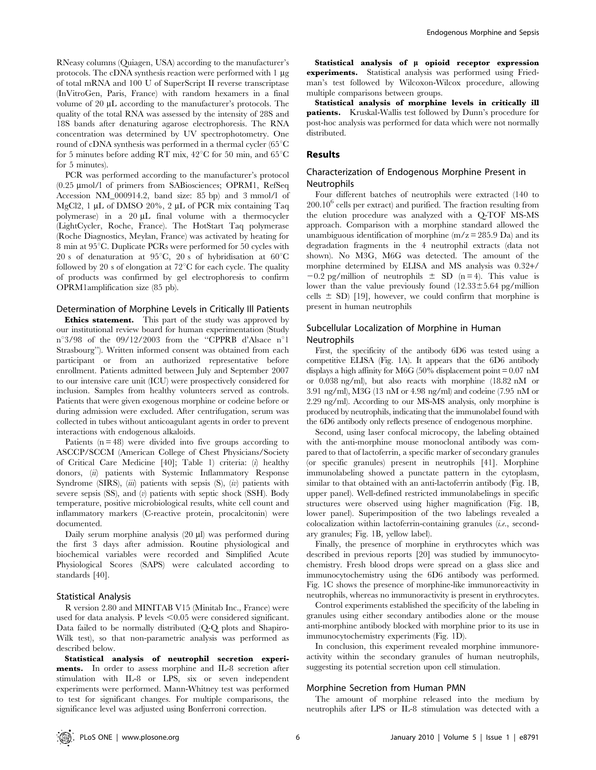RNeasy columns (Quiagen, USA) according to the manufacturer's protocols. The cDNA synthesis reaction were performed with 1 µg of total mRNA and 100 U of SuperScript II reverse transcriptase (InVitroGen, Paris, France) with random hexamers in a final volume of 20 µL according to the manufacturer's protocols. The quality of the total RNA was assessed by the intensity of 28S and 18S bands after denaturing agarose electrophoresis. The RNA concentration was determined by UV spectrophotometry. One round of cDNA synthesis was performed in a thermal cycler (65°C for 5 minutes before adding RT mix, 42°C for 50 min, and 65°C for 5 minutes).

PCR was performed according to the manufacturer's protocol (0.25 µmol/l of primers from SABiosciences; OPRM1, RefSeq Accession NM_000914.2, band size: 85 bp) and 3 mmol/l of $MgCl_2$, 1 µL of DMSO 20%, 2 µL of PCR mix containing Taq polymerase) in a 20 µL final volume with a thermocycler (LightCycler, Roche, France). The HotStart Taq polymerase (Roche Diagnostics, Meylan, France) was activated by heating for 8 min at 95°C. Duplicate PCRs were performed for 50 cycles with 20 s of denaturation at 95°C, 20 s of hybridisation at 60°C followed by 20 s of elongation at 72°C for each cycle. The quality of products was confirmed by gel electrophoresis to confirm OPRM1amplification size (85 pb).

### Determination of Morphine Levels in Critically Ill Patients

**Ethics statement.** This part of the study was approved by our institutional review board for human experimentation (Study n°3/98 of the 09/12/2003 from the "CPPRB d'Alsace n°1 Strasbourg"). Written informed consent was obtained from each participant or from an authorized representative before enrollment. Patients admitted between July and September 2007 to our intensive care unit (ICU) were prospectively considered for inclusion. Samples from healthy volunteers served as controls. Patients that were given exogenous morphine or codeine before or during admission were excluded. After centrifugation, serum was collected in tubes without anticoagulant agents in order to prevent interactions with endogenous alkaloids.

Patients (n = 48) were divided into five groups according to ASCCP/SCCM (American College of Chest Physicians/Society of Critical Care Medicine [40]; Table 1) criteria: (*i*) healthy donors, (*ii*) patients with Systemic Inflammatory Response Syndrome (SIRS), (*iii*) patients with sepsis (S), (*iv*) patients with severe sepsis (SS), and (*v*) patients with septic shock (SSH). Body temperature, positive microbiological results, white cell count and inflammatory markers (C-reactive protein, procalcitonin) were documented.

Daily serum morphine analysis (20 µl) was performed during the first 3 days after admission. Routine physiological and biochemical variables were recorded and Simplified Acute Physiological Scores (SAPS) were calculated according to standards [40].

### Statistical Analysis

R version 2.80 and MINITAB V15 (Minitab Inc., France) were used for data analysis. P levels <0.05 were considered significant. Data failed to be normally distributed (Q-Q plots and Shapiro-Wilk test), so that non-parametric analysis was performed as described below.

**Statistical analysis of neutrophil secretion experiments.** In order to assess morphine and IL-8 secretion after stimulation with IL-8 or LPS, six or seven independent experiments were performed. Mann-Whitney test was performed to test for significant changes. For multiple comparisons, the significance level was adjusted using Bonferroni correction.

**Statistical analysis of µ opioid receptor expression experiments.** Statistical analysis was performed using Friedman's test followed by Wilcoxon-Wilcox procedure, allowing multiple comparisons between groups.

**Statistical analysis of morphine levels in critically ill patients.** Kruskal-Wallis test followed by Dunn's procedure for post-hoc analysis was performed for data which were not normally distributed.

## Results

### Characterization of Endogenous Morphine Present in Neutrophils

Four different batches of neutrophils were extracted (140 to $200.10^6$ cells per extract) and purified. The fraction resulting from the elution procedure was analyzed with a Q-TOF MS-MS approach. Comparison with a morphine standard allowed the unambiguous identification of morphine (m/z = 285.9 Da) and its degradation fragments in the 4 neutrophil extracts (data not shown). No M3G, M6G was detected. The amount of the morphine determined by ELISA and MS analysis was 0.32+/−0.2 pg/million of neutrophils ± SD (n = 4). This value is lower than the value previously found (12.33±5.64 pg/million cells ± SD) [19], however, we could confirm that morphine is present in human neutrophils

### Subcellular Localization of Morphine in Human Neutrophils

First, the specificity of the antibody 6D6 was tested using a competitive ELISA (Fig. 1A). It appears that the 6D6 antibody displays a high affinity for M6G (50% displacement point = 0.07 nM or 0.038 ng/ml), but also reacts with morphine (18.82 nM or 3.91 ng/ml), M3G (13 nM or 4.98 ng/ml) and codeine (7.95 nM or 2.29 ng/ml). According to our MS-MS analysis, only morphine is produced by neutrophils, indicating that the immunolabel found with the 6D6 antibody only reflects presence of endogenous morphine.

Second, using laser confocal microcopy, the labeling obtained with the anti-morphine mouse monoclonal antibody was compared to that of lactoferrin, a specific marker of secondary granules (or specific granules) present in neutrophils [41]. Morphine immunolabeling showed a punctate pattern in the cytoplasm, similar to that obtained with an anti-lactoferrin antibody (Fig. 1B, upper panel). Well-defined restricted immunolabelings in specific structures were observed using higher magnification (Fig. 1B, lower panel). Superimposition of the two labelings revealed a colocalization within lactoferrin-containing granules (*i.e.*, secondary granules; Fig. 1B, yellow label).

Finally, the presence of morphine in erythrocytes which was described in previous reports [20] was studied by immunocytochemistry. Fresh blood drops were spread on a glass slice and immunocytochemistry using the 6D6 antibody was performed. Fig. 1C shows the presence of morphine-like immunoreactivity in neutrophils, whereas no immunoractivity is present in erythrocytes.

Control experiments established the specificity of the labeling in granules using either secondary antibodies alone or the mouse anti-morphine antibody blocked with morphine prior to its use in immunocytochemistry experiments (Fig. 1D).

In conclusion, this experiment revealed morphine immunoreactivity within the secondary granules of human neutrophils, suggesting its potential secretion upon cell stimulation.

### Morphine Secretion from Human PMN

The amount of morphine released into the medium by neutrophils after LPS or IL-8 stimulation was detected with a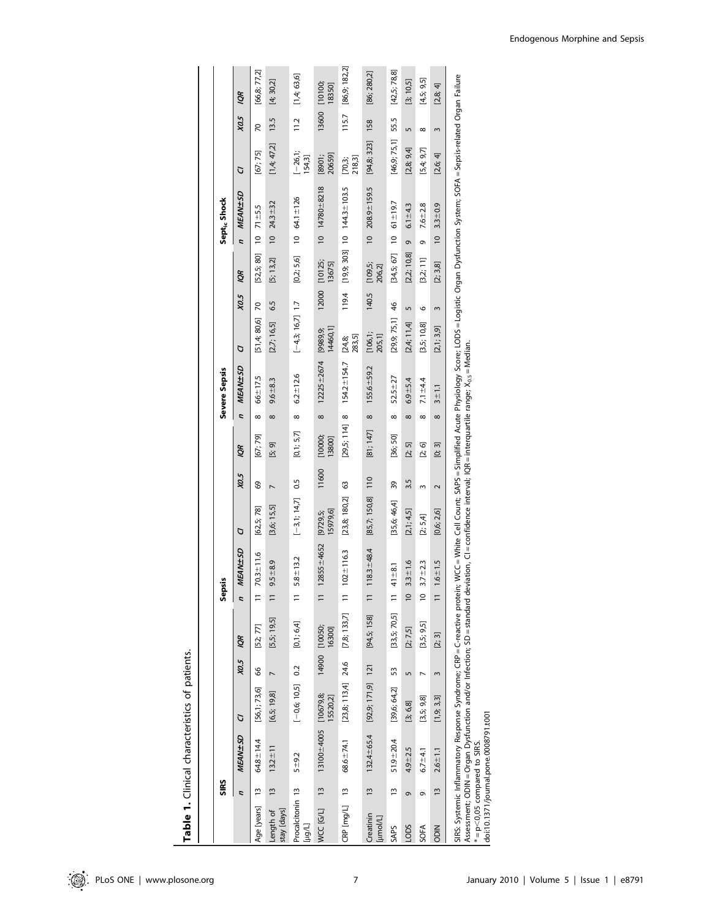**Table 1.** Clinical characteristics of patients.

| | SIRS | | | | | Sepsis | | | | | Severe Sepsis | | | | | Septic Shock | | | | |
|---|---|---|---|---|---|---|---|---|---|---|---|---|---|---|---|---|---|---|---|---|
| | *n* | *MEAN±SD* | *CI* | *X0.5* | *IQR* | *n* | *MEAN±SD* | *CI* | *X0.5* | *IQR* | *n* | *MEAN±SD* | *CI* | *X0.5* | *IQR* | *n* | *MEAN±SD* | *CI* | *X0.5* | *IQR* |
| Age [years] | 13 | 64.8±14.4 | [56,1; 73,6] | 66 | [52; 77] | 11 | 70.3±11.6 | [62,5; 78] | 69 | [67; 79] | 8 | 66±17.5 | [51,4; 80,6] | 70 | [52,5; 80] | 10 | 71±5.5 | [67; 75] | 70 | [66,8; 77,2] |
| Length of stay [days] | 13 | 13.2±11 | [6,5; 19,8] | 7 | [5,5; 19,5] | 11 | 9.5±8.9 | [3,6; 15,5] | 7 | [5; 9] | 8 | 9.6±8.3 | [2,7; 16,5] | 6.5 | [5; 13,2] | 10 | 24.3±32 | [1,4; 47,2] | 13.5 | [4; 30,2] |
| Procalcitonin [µg/L] | 13 | 5±9.2 | [−0,6; 10,5] | 0.2 | [0,1; 6,4] | 11 | 5.8±13.2 | [−3,1; 14,7] | 0.5 | [0,1; 5,7] | 8 | 6.2±12.6 | [−4,3; 16,7] | 1.7 | [0,2; 5,6] | 10 | 64.1±126 | [−26,1; 154,3] | 11.2 | [1,4; 63,6] |
| WCC [G/L] | 13 | 13100±4005 | [10679,8; 15520,2] | 14900 | [10050; 16300] | 11 | 12855±4652 | [9729,5; 15979,6] | 11600 | [10000; 13800] | 8 | 12225±2674 | [9989,9; 14460,1] | 12000 | [10125; 13675] | 10 | 14780±8218 | [8901; 20659] | 13600 | [10100; 18350] |
| CRP [mg/L] | 13 | 68.6±74.1 | [23,8; 113,4] | 24.6 | [7,8; 133,7] | 11 | 102±116.3 | [23,8; 180,2] | 63 | [29,5; 114] | 8 | 154.2±154.7 | [24,8; 283,5] | 119.4 | [19,9; 303] | 10 | 144.3±103.5 | [70,3; 218,3] | 115.7 | [86,9; 182,2] |
| Creatinin [µmol/L] | 13 | 132.4±65.4 | [92,9; 171,9] | 121 | [94,5; 158] | 11 | 118.3±48.4 | [85,7; 150,8] | 110 | [81; 147] | 8 | 155.6±59.2 | [106,1; 205,1] | 140.5 | [109,5; 206,2] | 10 | 208.9±159.5 | [94,8; 323] | 158 | [86; 280,2] |
| SAPS | 13 | 51.9±20.4 | [39,6; 64,2] | 53 | [33,5; 70,5] | 11 | 41±8.1 | [35,6; 46,4] | 39 | [36; 50] | 8 | 52.5±27 | [29,9; 75,1] | 46 | [34,5; 67] | 10 | 61±19.7 | [46,9; 75,1] | 55.5 | [42,5; 78,8] |
| LODS | 9 | 4.9±2.5 | [3; 6,8] | 5 | [2; 7,5] | 10 | 3.3±1.6 | [2,1; 4,5] | 3.5 | [2; 5] | 8 | 6.9±5.4 | [2,4; 11,4] | 5 | [2,2; 10,8] | 9 | 6.1±4.3 | [2,8; 9,4] | 5 | [3; 10,5] |
| SOFA | 9 | 6.7±4.1 | [3,5; 9,8] | 7 | [3,5; 9,5] | 10 | 3.7±2.3 | [2; 5,4] | 3 | [2; 6] | 8 | 7.1±4.4 | [3,5; 10,8] | 6 | [3,2; 11] | 9 | 7.6±2.8 | [5,4; 9,7] | 8 | [4,5; 9,5] |
| ODIN | 13 | 2.6±1.1 | [1,9; 3,3] | 3 | [2; 3] | 11 | 1.6±1.5 | [0,6; 2,6] | 2 | [0; 3] | 8 | 3±1.1 | [2,1; 3,9] | 3 | [2; 3,8] | 10 | 3.3±0.9 | [2,6; 4] | 3 | [2,8; 4] |

SIRS: Systemic Inflammatory Response Syndrome; CRP = C-reactive protein; WCC = White Cell Count; SAPS = Simplified Acute Physiology Score; LODS = Logistic Organ Dysfunction System; SOFA = Sepsis-related Organ Failure Assessment; ODIN = Organ Dysfunction and/or Infection; SD = standard deviation, CI = confidence interval; IQR = interquartile range; $X_{0.5}$ = Median.

* = p<0,05 compared to SIRS.

doi:10.1371/journal.pone.0008791.t001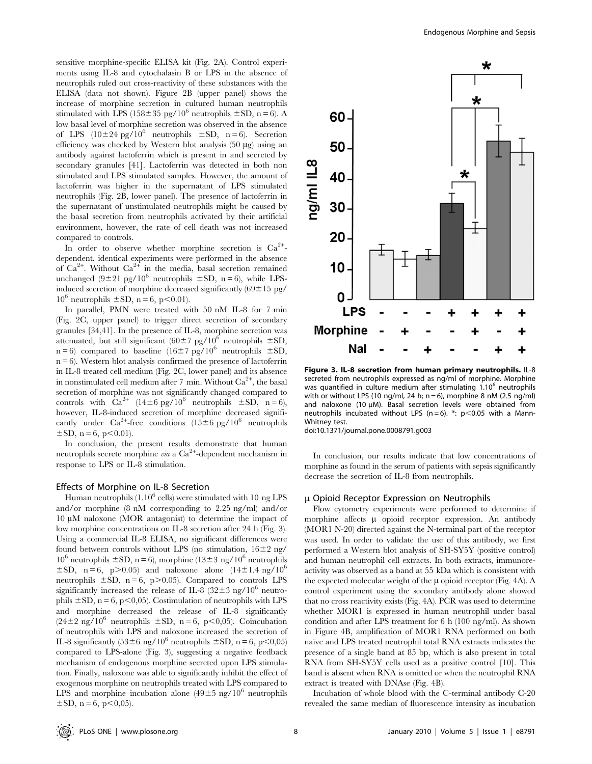sensitive morphine-specific ELISA kit (Fig. 2A). Control experiments using IL-8 and cytochalasin B or LPS in the absence of neutrophils ruled out cross-reactivity of these substances with the ELISA (data not shown). Figure 2B (upper panel) shows the increase of morphine secretion in cultured human neutrophils stimulated with LPS (158±35 pg/$10^6$ neutrophils ±SD, n = 6). A low basal level of morphine secretion was observed in the absence of LPS (10±24 pg/$10^6$ neutrophils ±SD, n = 6). Secretion efficiency was checked by Western blot analysis (50 µg) using an antibody against lactoferrin which is present in and secreted by secondary granules [41]. Lactoferrin was detected in both non stimulated and LPS stimulated samples. However, the amount of lactoferrin was higher in the supernatant of LPS stimulated neutrophils (Fig. 2B, lower panel). The presence of lactoferrin in the supernatant of unstimulated neutrophils might be caused by the basal secretion from neutrophils activated by their artificial environment, however, the rate of cell death was not increased compared to controls.

In order to observe whether morphine secretion is $Ca^{2+}$-dependent, identical experiments were performed in the absence of $Ca^{2+}$. Without $Ca^{2+}$ in the media, basal secretion remained unchanged (9±21 pg/$10^6$ neutrophils ±SD, n = 6), while LPS-induced secretion of morphine decreased significantly (69±15 pg/$10^6$ neutrophils ±SD, n = 6, $p<0.01$).

In parallel, PMN were treated with 50 nM IL-8 for 7 min (Fig. 2C, upper panel) to trigger direct secretion of secondary granules [34,41]. In the presence of IL-8, morphine secretion was attenuated, but still significant (60±7 pg/$10^6$ neutrophils ±SD, n = 6) compared to baseline (16±7 pg/$10^6$ neutrophils ±SD, n = 6). Western blot analysis confirmed the presence of lactoferrin in IL-8 treated cell medium (Fig. 2C, lower panel) and its absence in nonstimulated cell medium after 7 min. Without $Ca^{2+}$, the basal secretion of morphine was not significantly changed compared to controls with $Ca^{2+}$ (14±6 pg/$10^6$ neutrophils ±SD, n = 6), however, IL-8-induced secretion of morphine decreased significantly under $Ca^{2+}$-free conditions (15±6 pg/$10^6$ neutrophils ±SD, n = 6, $p<0.01$).

In conclusion, the present results demonstrate that human neutrophils secrete morphine *via* a $Ca^{2+}$-dependent mechanism in response to LPS or IL-8 stimulation.

### Effects of Morphine on IL-8 Secretion

Human neutrophils ($1.10^6$ cells) were stimulated with 10 ng LPS and/or morphine (8 nM corresponding to 2.25 ng/ml) and/or 10 µM naloxone (MOR antagonist) to determine the impact of low morphine concentrations on IL-8 secretion after 24 h (Fig. 3). Using a commercial IL-8 ELISA, no significant differences were found between controls without LPS (no stimulation, 16±2 ng/$10^6$ neutrophils ±SD, n = 6), morphine (13±3 ng/$10^6$ neutrophils ±SD, n = 6, $p>0.05$) and naloxone alone (14±1.4 ng/$10^6$ neutrophils ±SD, n = 6, $p>0.05$). Compared to controls LPS significantly increased the release of IL-8 (32±3 ng/$10^6$ neutrophils ±SD, n = 6, $p<0,05$). Costimulation of neutrophils with LPS and morphine decreased the release of IL-8 significantly (24±2 ng/$10^6$ neutrophils ±SD, n = 6, $p<0,05$). Coincubation of neutrophils with LPS and naloxone increased the secretion of IL-8 significantly (53±6 ng/$10^6$ neutrophils ±SD, n = 6, $p<0,05$) compared to LPS-alone (Fig. 3), suggesting a negative feedback mechanism of endogenous morphine secreted upon LPS stimulation. Finally, naloxone was able to significantly inhibit the effect of exogenous morphine on neutrophils treated with LPS compared to LPS and morphine incubation alone (49±5 ng/$10^6$ neutrophils ±SD, n = 6, $p<0,05$).

**Figure 3. IL-8 secretion from human primary neutrophils.** IL-8 secreted from neutrophils expressed as ng/ml of morphine. Morphine was quantified in culture medium after stimulating $1.10^6$ neutrophils with or without LPS (10 ng/ml, 24 h; n = 6), morphine 8 nM (2.5 ng/ml) and naloxone (10 µM). Basal secretion levels were obtained from neutrophils incubated without LPS (n = 6). *: $p<0.05$ with a Mann-Whitney test.
doi:10.1371/journal.pone.0008791.g003

In conclusion, our results indicate that low concentrations of morphine as found in the serum of patients with sepsis significantly decrease the secretion of IL-8 from neutrophils.

### µ Opioid Receptor Expression on Neutrophils

Flow cytometry experiments were performed to determine if morphine affects µ opioid receptor expression. An antibody (MOR1 N-20) directed against the N-terminal part of the receptor was used. In order to validate the use of this antibody, we first performed a Western blot analysis of SH-SY5Y (positive control) and human neutrophil cell extracts. In both extracts, immunoreactivity was observed as a band at 55 kDa which is consistent with the expected molecular weight of the µ opioid receptor (Fig. 4A). A control experiment using the secondary antibody alone showed that no cross reactivity exists (Fig. 4A). PCR was used to determine whether MOR1 is expressed in human neutrophil under basal condition and after LPS treatment for 6 h (100 ng/ml). As shown in Figure 4B, amplification of MOR1 RNA performed on both naïve and LPS treated neutrophil total RNA extracts indicates the presence of a single band at 85 bp, which is also present in total RNA from SH-SY5Y cells used as a positive control [10]. This band is absent when RNA is omitted or when the neutrophil RNA extract is treated with DNAse (Fig. 4B).

Incubation of whole blood with the C-terminal antibody C-20 revealed the same median of fluorescence intensity as incubation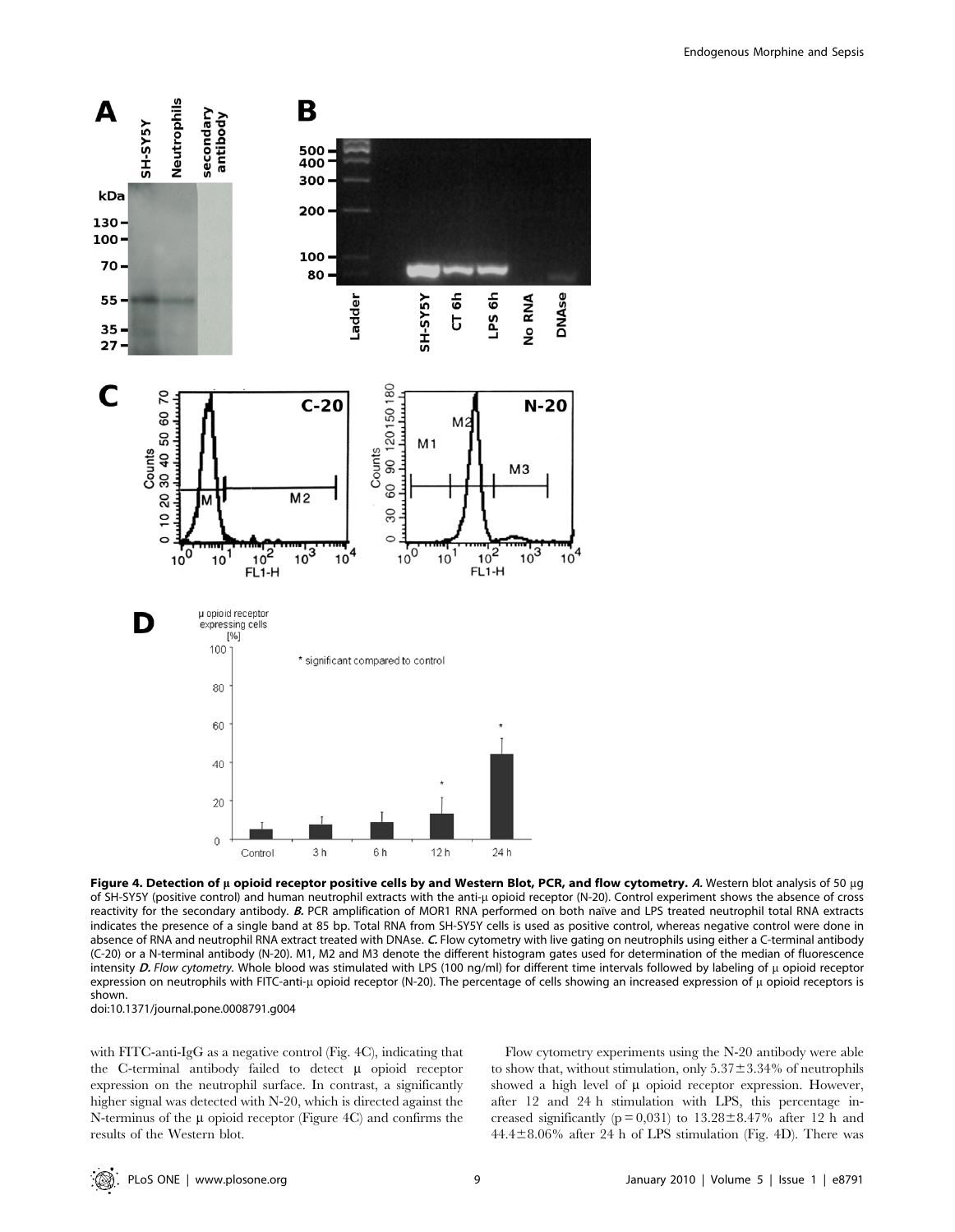**Figure 4. Detection of μ opioid receptor positive cells by and Western Blot, PCR, and flow cytometry.** ***A.*** Western blot analysis of 50 μg of SH-SY5Y (positive control) and human neutrophil extracts with the anti-μ opioid receptor (N-20). Control experiment shows the absence of cross reactivity for the secondary antibody. ***B.*** PCR amplification of MOR1 RNA performed on both naïve and LPS treated neutrophil total RNA extracts indicates the presence of a single band at 85 bp. Total RNA from SH-SY5Y cells is used as positive control, whereas negative control were done in absence of RNA and neutrophil RNA extract treated with DNAse. ***C.*** Flow cytometry with live gating on neutrophils using either a C-terminal antibody (C-20) or a N-terminal antibody (N-20). M1, M2 and M3 denote the different histogram gates used for determination of the median of fluorescence intensity ***D.*** *Flow cytometry.* Whole blood was stimulated with LPS (100 ng/ml) for different time intervals followed by labeling of μ opioid receptor expression on neutrophils with FITC-anti-μ opioid receptor (N-20). The percentage of cells showing an increased expression of μ opioid receptors is shown.

doi:10.1371/journal.pone.0008791.g004

with FITC-anti-IgG as a negative control (Fig. 4C), indicating that the C-terminal antibody failed to detect μ opioid receptor expression on the neutrophil surface. In contrast, a significantly higher signal was detected with N-20, which is directed against the N-terminus of the μ opioid receptor (Figure 4C) and confirms the results of the Western blot.

Flow cytometry experiments using the N-20 antibody were able to show that, without stimulation, only 5.37±3.34% of neutrophils showed a high level of μ opioid receptor expression. However, after 12 and 24 h stimulation with LPS, this percentage increased significantly ($p = 0{,}031$) to 13.28±8.47% after 12 h and 44.4±8.06% after 24 h of LPS stimulation (Fig. 4D). There was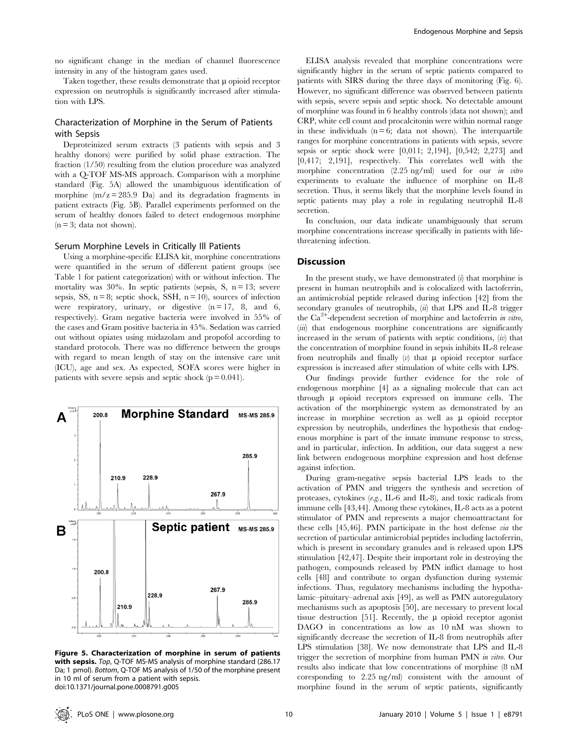no significant change in the median of channel fluorescence intensity in any of the histogram gates used.

Taken together, these results demonstrate that μ opioid receptor expression on neutrophils is significantly increased after stimulation with LPS.

### Characterization of Morphine in the Serum of Patients with Sepsis

Deproteinized serum extracts (3 patients with sepsis and 3 healthy donors) were purified by solid phase extraction. The fraction (1/50) resulting from the elution procedure was analyzed with a Q-TOF MS-MS approach. Comparison with a morphine standard (Fig. 5A) allowed the unambiguous identification of morphine (m/z = 285.9 Da) and its degradation fragments in patient extracts (Fig. 5B). Parallel experiments performed on the serum of healthy donors failed to detect endogenous morphine (n = 3; data not shown).

### Serum Morphine Levels in Critically Ill Patients

Using a morphine-specific ELISA kit, morphine concentrations were quantified in the serum of different patient groups (see Table 1 for patient categorization) with or without infection. The mortality was 30%. In septic patients (sepsis, S, n = 13; severe sepsis, SS, n = 8; septic shock, SSH, n = 10), sources of infection were respiratory, urinary, or digestive (n = 17, 8, and 6, respectively). Gram negative bacteria were involved in 55% of the cases and Gram positive bacteria in 45%. Sedation was carried out without opiates using midazolam and propofol according to standard protocols. There was no difference between the groups with regard to mean length of stay on the intensive care unit (ICU), age and sex. As expected, SOFA scores were higher in patients with severe sepsis and septic shock ($p = 0.041$).

**Figure 5. Characterization of morphine in serum of patients with sepsis.** *Top*, Q-TOF MS-MS analysis of morphine standard (286.17 Da; 1 pmol). *Bottom*, Q-TOF MS analysis of 1/50 of the morphine present in 10 ml of serum from a patient with sepsis.
doi:10.1371/journal.pone.0008791.g005

ELISA analysis revealed that morphine concentrations were significantly higher in the serum of septic patients compared to patients with SIRS during the three days of monitoring (Fig. 6). However, no significant difference was observed between patients with sepsis, severe sepsis and septic shock. No detectable amount of morphine was found in 6 healthy controls (data not shown); and CRP, white cell count and procalcitonin were within normal range in these individuals (n = 6; data not shown). The interquartile ranges for morphine concentrations in patients with sepsis, severe sepsis or septic shock were [0,011; 2,194], [0,542; 2,273] and [0,417; 2,191], respectively. This correlates well with the morphine concentration (2.25 ng/ml) used for our *in vitro* experiments to evaluate the influence of morphine on IL-8 secretion. Thus, it seems likely that the morphine levels found in septic patients may play a role in regulating neutrophil IL-8 secretion.

In conclusion, our data indicate unambiguously that serum morphine concentrations increase specifically in patients with life-threatening infection.

## Discussion

In the present study, we have demonstrated (*i*) that morphine is present in human neutrophils and is colocalized with lactoferrin, an antimicrobial peptide released during infection [42] from the secondary granules of neutrophils, (*ii*) that LPS and IL-8 trigger the $Ca^{2+}$-dependent secretion of morphine and lactoferrin *in vitro*, (*iii*) that endogenous morphine concentrations are significantly increased in the serum of patients with septic conditions, (*iv*) that the concentration of morphine found in sepsis inhibits IL-8 release from neutrophils and finally (*v*) that μ opioid receptor surface expression is increased after stimulation of white cells with LPS.

Our findings provide further evidence for the role of endogenous morphine [4] as a signaling molecule that can act through μ opioid receptors expressed on immune cells. The activation of the morphinergic system as demonstrated by an increase in morphine secretion as well as μ opioid receptor expression by neutrophils, underlines the hypothesis that endogenous morphine is part of the innate immune response to stress, and in particular, infection. In addition, our data suggest a new link between endogenous morphine expression and host defense against infection.

During gram-negative sepsis bacterial LPS leads to the activation of PMN and triggers the synthesis and secretion of proteases, cytokines (*e.g.*, IL-6 and IL-8), and toxic radicals from immune cells [43,44]. Among these cytokines, IL-8 acts as a potent stimulator of PMN and represents a major chemoattractant for these cells [45,46]. PMN participate in the host defense *via* the secretion of particular antimicrobial peptides including lactoferrin, which is present in secondary granules and is released upon LPS stimulation [42,47]. Despite their important role in destroying the pathogen, compounds released by PMN inflict damage to host cells [48] and contribute to organ dysfunction during systemic infections. Thus, regulatory mechanisms including the hypothalamic–pituitary–adrenal axis [49], as well as PMN autoregulatory mechanisms such as apoptosis [50], are necessary to prevent local tissue destruction [51]. Recently, the μ opioid receptor agonist DAGO in concentrations as low as 10 nM was shown to significantly decrease the secretion of IL-8 from neutrophils after LPS stimulation [38]. We now demonstrate that LPS and IL-8 trigger the secretion of morphine from human PMN *in vitro*. Our results also indicate that low concentrations of morphine (8 nM coresponding to 2.25 ng/ml) consistent with the amount of morphine found in the serum of septic patients, significantly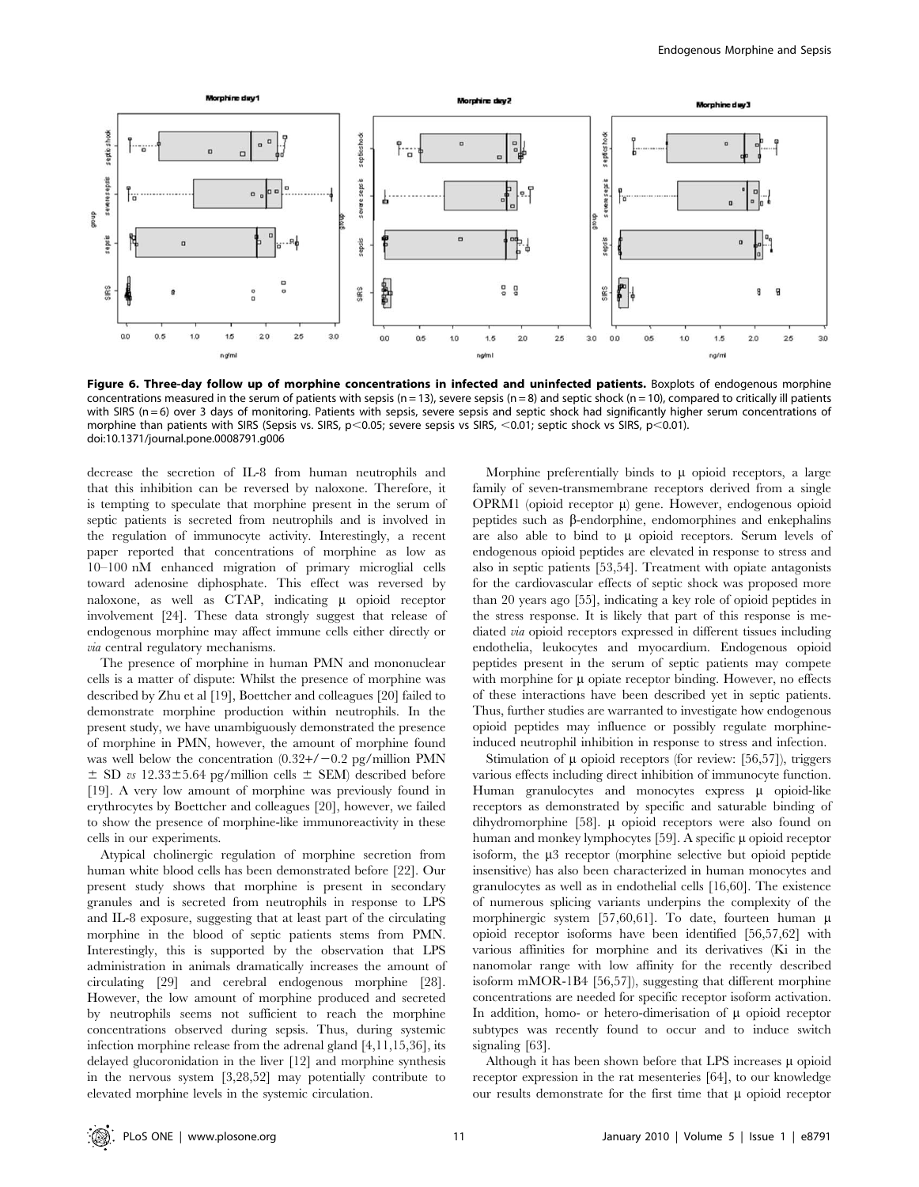**Figure 6. Three-day follow up of morphine concentrations in infected and uninfected patients.** Boxplots of endogenous morphine concentrations measured in the serum of patients with sepsis (n = 13), severe sepsis (n = 8) and septic shock (n = 10), compared to critically ill patients with SIRS (n = 6) over 3 days of monitoring. Patients with sepsis, severe sepsis and septic shock had significantly higher serum concentrations of morphine than patients with SIRS (Sepsis vs. SIRS, $p<0.05$; severe sepsis vs SIRS, $<0.01$; septic shock vs SIRS, $p<0.01$).
doi:10.1371/journal.pone.0008791.g006

decrease the secretion of IL-8 from human neutrophils and that this inhibition can be reversed by naloxone. Therefore, it is tempting to speculate that morphine present in the serum of septic patients is secreted from neutrophils and is involved in the regulation of immunocyte activity. Interestingly, a recent paper reported that concentrations of morphine as low as 10–100 nM enhanced migration of primary microglial cells toward adenosine diphosphate. This effect was reversed by naloxone, as well as CTAP, indicating μ opioid receptor involvement [24]. These data strongly suggest that release of endogenous morphine may affect immune cells either directly or *via* central regulatory mechanisms.

The presence of morphine in human PMN and mononuclear cells is a matter of dispute: Whilst the presence of morphine was described by Zhu et al [19], Boettcher and colleagues [20] failed to demonstrate morphine production within neutrophils. In the present study, we have unambiguously demonstrated the presence of morphine in PMN, however, the amount of morphine found was well below the concentration (0.32+/−0.2 pg/million PMN ± SD *vs* 12.33±5.64 pg/million cells ± SEM) described before [19]. A very low amount of morphine was previously found in erythrocytes by Boettcher and colleagues [20], however, we failed to show the presence of morphine-like immunoreactivity in these cells in our experiments.

Atypical cholinergic regulation of morphine secretion from human white blood cells has been demonstrated before [22]. Our present study shows that morphine is present in secondary granules and is secreted from neutrophils in response to LPS and IL-8 exposure, suggesting that at least part of the circulating morphine in the blood of septic patients stems from PMN. Interestingly, this is supported by the observation that LPS administration in animals dramatically increases the amount of circulating [29] and cerebral endogenous morphine [28]. However, the low amount of morphine produced and secreted by neutrophils seems not sufficient to reach the morphine concentrations observed during sepsis. Thus, during systemic infection morphine release from the adrenal gland [4,11,15,36], its delayed glucoronidation in the liver [12] and morphine synthesis in the nervous system [3,28,52] may potentially contribute to elevated morphine levels in the systemic circulation.

Morphine preferentially binds to μ opioid receptors, a large family of seven-transmembrane receptors derived from a single OPRM1 (opioid receptor μ) gene. However, endogenous opioid peptides such as β-endorphine, endomorphines and enkephalins are also able to bind to μ opioid receptors. Serum levels of endogenous opioid peptides are elevated in response to stress and also in septic patients [53,54]. Treatment with opiate antagonists for the cardiovascular effects of septic shock was proposed more than 20 years ago [55], indicating a key role of opioid peptides in the stress response. It is likely that part of this response is mediated *via* opioid receptors expressed in different tissues including endothelia, leukocytes and myocardium. Endogenous opioid peptides present in the serum of septic patients may compete with morphine for μ opiate receptor binding. However, no effects of these interactions have been described yet in septic patients. Thus, further studies are warranted to investigate how endogenous opioid peptides may influence or possibly regulate morphine-induced neutrophil inhibition in response to stress and infection.

Stimulation of μ opioid receptors (for review: [56,57]), triggers various effects including direct inhibition of immunocyte function. Human granulocytes and monocytes express μ opioid-like receptors as demonstrated by specific and saturable binding of dihydromorphine [58]. μ opioid receptors were also found on human and monkey lymphocytes [59]. A specific μ opioid receptor isoform, the μ3 receptor (morphine selective but opioid peptide insensitive) has also been characterized in human monocytes and granulocytes as well as in endothelial cells [16,60]. The existence of numerous splicing variants underpins the complexity of the morphinergic system [57,60,61]. To date, fourteen human μ opioid receptor isoforms have been identified [56,57,62] with various affinities for morphine and its derivatives (Ki in the nanomolar range with low affinity for the recently described isoform mMOR-1B4 [56,57]), suggesting that different morphine concentrations are needed for specific receptor isoform activation. In addition, homo- or hetero-dimerisation of μ opioid receptor subtypes was recently found to occur and to induce switch signaling [63].

Although it has been shown before that LPS increases μ opioid receptor expression in the rat mesenteries [64], to our knowledge our results demonstrate for the first time that μ opioid receptor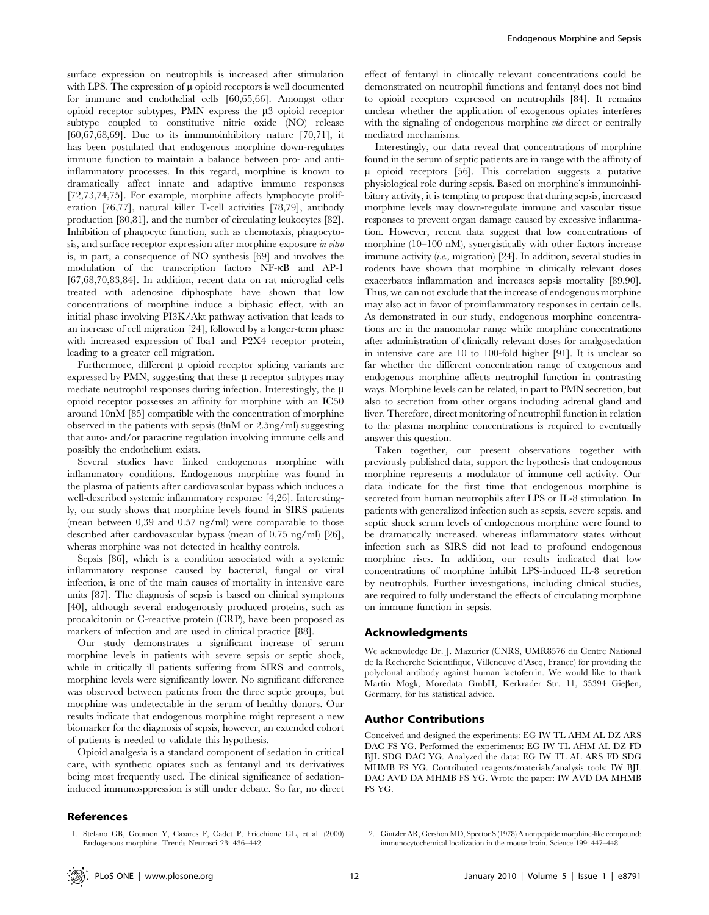surface expression on neutrophils is increased after stimulation with LPS. The expression of μ opioid receptors is well documented for immune and endothelial cells [60,65,66]. Amongst other opioid receptor subtypes, PMN express the μ3 opioid receptor subtype coupled to constitutive nitric oxide (NO) release [60,67,68,69]. Due to its immunoinhibitory nature [70,71], it has been postulated that endogenous morphine down-regulates immune function to maintain a balance between pro- and anti-inflammatory processes. In this regard, morphine is known to dramatically affect innate and adaptive immune responses [72,73,74,75]. For example, morphine affects lymphocyte proliferation [76,77], natural killer T-cell activities [78,79], antibody production [80,81], and the number of circulating leukocytes [82]. Inhibition of phagocyte function, such as chemotaxis, phagocytosis, and surface receptor expression after morphine exposure *in vitro* is, in part, a consequence of NO synthesis [69] and involves the modulation of the transcription factors NF-κB and AP-1 [67,68,70,83,84]. In addition, recent data on rat microglial cells treated with adenosine diphosphate have shown that low concentrations of morphine induce a biphasic effect, with an initial phase involving PI3K/Akt pathway activation that leads to an increase of cell migration [24], followed by a longer-term phase with increased expression of Iba1 and P2X4 receptor protein, leading to a greater cell migration.

Furthermore, different μ opioid receptor splicing variants are expressed by PMN, suggesting that these μ receptor subtypes may mediate neutrophil responses during infection. Interestingly, the μ opioid receptor possesses an affinity for morphine with an IC50 around 10nM [85] compatible with the concentration of morphine observed in the patients with sepsis (8nM or 2.5ng/ml) suggesting that auto- and/or paracrine regulation involving immune cells and possibly the endothelium exists.

Several studies have linked endogenous morphine with inflammatory conditions. Endogenous morphine was found in the plasma of patients after cardiovascular bypass which induces a well-described systemic inflammatory response [4,26]. Interestingly, our study shows that morphine levels found in SIRS patients (mean between 0,39 and 0.57 ng/ml) were comparable to those described after cardiovascular bypass (mean of 0.75 ng/ml) [26], wheras morphine was not detected in healthy controls.

Sepsis [86], which is a condition associated with a systemic inflammatory response caused by bacterial, fungal or viral infection, is one of the main causes of mortality in intensive care units [87]. The diagnosis of sepsis is based on clinical symptoms [40], although several endogenously produced proteins, such as procalcitonin or C-reactive protein (CRP), have been proposed as markers of infection and are used in clinical practice [88].

Our study demonstrates a significant increase of serum morphine levels in patients with severe sepsis or septic shock, while in critically ill patients suffering from SIRS and controls, morphine levels were significantly lower. No significant difference was observed between patients from the three septic groups, but morphine was undetectable in the serum of healthy donors. Our results indicate that endogenous morphine might represent a new biomarker for the diagnosis of sepsis, however, an extended cohort of patients is needed to validate this hypothesis.

Opioid analgesia is a standard component of sedation in critical care, with synthetic opiates such as fentanyl and its derivatives being most frequently used. The clinical significance of sedation-induced immunospression is still under debate. So far, no direct effect of fentanyl in clinically relevant concentrations could be demonstrated on neutrophil functions and fentanyl does not bind to opioid receptors expressed on neutrophils [84]. It remains unclear whether the application of exogenous opiates interferes with the signaling of endogenous morphine *via* direct or centrally mediated mechanisms.

Interestingly, our data reveal that concentrations of morphine found in the serum of septic patients are in range with the affinity of μ opioid receptors [56]. This correlation suggests a putative physiological role during sepsis. Based on morphine's immunoinhibitory activity, it is tempting to propose that during sepsis, increased morphine levels may down-regulate immune and vascular tissue responses to prevent organ damage caused by excessive inflammation. However, recent data suggest that low concentrations of morphine (10–100 nM), synergistically with other factors increase immune activity (*i.e.*, migration) [24]. In addition, several studies in rodents have shown that morphine in clinically relevant doses exacerbates inflammation and increases sepsis mortality [89,90]. Thus, we can not exclude that the increase of endogenous morphine may also act in favor of proinflammatory responses in certain cells. As demonstrated in our study, endogenous morphine concentrations are in the nanomolar range while morphine concentrations after administration of clinically relevant doses for analgosedation in intensive care are 10 to 100-fold higher [91]. It is unclear so far whether the different concentration range of exogenous and endogenous morphine affects neutrophil function in contrasting ways. Morphine levels can be related, in part to PMN secretion, but also to secretion from other organs including adrenal gland and liver. Therefore, direct monitoring of neutrophil function in relation to the plasma morphine concentrations is required to eventually answer this question.

Taken together, our present observations together with previously published data, support the hypothesis that endogenous morphine represents a modulator of immune cell activity. Our data indicate for the first time that endogenous morphine is secreted from human neutrophils after LPS or IL-8 stimulation. In patients with generalized infection such as sepsis, severe sepsis, and septic shock serum levels of endogenous morphine were found to be dramatically increased, whereas inflammatory states without infection such as SIRS did not lead to profound endogenous morphine rises. In addition, our results indicated that low concentrations of morphine inhibit LPS-induced IL-8 secretion by neutrophils. Further investigations, including clinical studies, are required to fully understand the effects of circulating morphine on immune function in sepsis.

## Acknowledgments

We acknowledge Dr. J. Mazurier (CNRS, UMR8576 du Centre National de la Recherche Scientifique, Villeneuve d'Ascq, France) for providing the polyclonal antibody against human lactoferrin. We would like to thank Martin Mogk, Moredata GmbH, Kerkrader Str. 11, 35394 Gieβen, Germany, for his statistical advice.

## Author Contributions

Conceived and designed the experiments: EG IW TL AHM AL DZ ARS DAC FS YG. Performed the experiments: EG IW TL AHM AL DZ FD BJL SDG DAC YG. Analyzed the data: EG IW TL AL ARS FD SDG MHMB FS YG. Contributed reagents/materials/analysis tools: IW BJL DAC AVD DA MHMB FS YG. Wrote the paper: IW AVD DA MHMB FS YG.

## References

1. Stefano GB, Goumon Y, Casares F, Cadet P, Fricchione GL, et al. (2000) Endogenous morphine. Trends Neurosci 23: 436–442.
2. Gintzler AR, Gershon MD, Spector S (1978) A nonpeptide morphine-like compound: immunocytochemical localization in the mouse brain. Science 199: 447–448.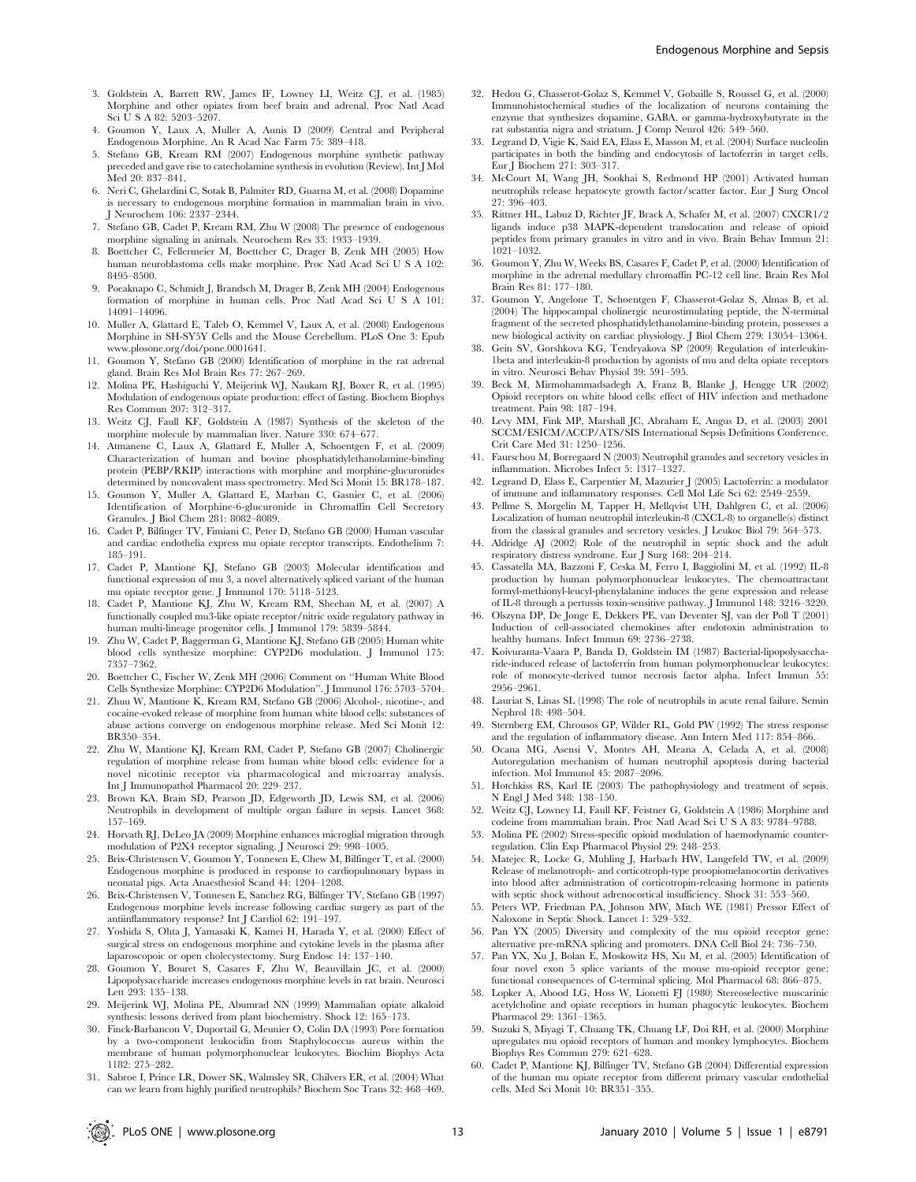3. Goldstein A, Barrett RW, James IF, Lowney LI, Weitz CJ, et al. (1985) Morphine and other opiates from beef brain and adrenal. Proc Natl Acad Sci U S A 82: 5203–5207.
4. Goumon Y, Laux A, Muller A, Aunis D (2009) Central and Peripheral Endogenous Morphine. An R Acad Nac Farm 75: 389–418.
5. Stefano GB, Kream RM (2007) Endogenous morphine synthetic pathway preceded and gave rise to catecholamine synthesis in evolution (Review). Int J Mol Med 20: 837–841.
6. Neri C, Ghelardini C, Sotak B, Palmiter RD, Guarna M, et al. (2008) Dopamine is necessary to endogenous morphine formation in mammalian brain in vivo. J Neurochem 106: 2337–2344.
7. Stefano GB, Cadet P, Kream RM, Zhu W (2008) The presence of endogenous morphine signaling in animals. Neurochem Res 33: 1933–1939.
8. Boettcher C, Fellermeier M, Boettcher C, Drager B, Zenk MH (2005) How human neuroblastoma cells make morphine. Proc Natl Acad Sci U S A 102: 8495–8500.
9. Poeaknapo C, Schmidt J, Brandsch M, Drager B, Zenk MH (2004) Endogenous formation of morphine in human cells. Proc Natl Acad Sci U S A 101: 14091–14096.
10. Muller A, Glattard E, Taleb O, Kemmel V, Laux A, et al. (2008) Endogenous Morphine in SH-SY5Y Cells and the Mouse Cerebellum. PLoS One 3: Epub www.plosone.org/doi/pone.0001641.
11. Goumon Y, Stefano GB (2000) Identification of morphine in the rat adrenal gland. Brain Res Mol Brain Res 77: 267–269.
12. Molina PE, Hashiguchi Y, Meijerink WJ, Naukam RJ, Boxer R, et al. (1995) Modulation of endogenous opiate production: effect of fasting. Biochem Biophys Res Commun 207: 312–317.
13. Weitz CJ, Faull KF, Goldstein A (1987) Synthesis of the skeleton of the morphine molecule by mammalian liver. Nature 330: 674–677.
14. Atmanene C, Laux A, Glattard E, Muller A, Schoentgen F, et al. (2009) Characterization of human and bovine phosphatidylethanolamine-binding protein (PEBP/RKIP) interactions with morphine and morphine-glucuronides determined by noncovalent mass spectrometry. Med Sci Monit 15: BR178–187.
15. Goumon Y, Muller A, Glattard E, Marban C, Gasnier C, et al. (2006) Identification of Morphine-6-glucuronide in Chromaffin Cell Secretory Granules. J Biol Chem 281: 8082–8089.
16. Cadet P, Bilfinger TV, Fimiani C, Peter D, Stefano GB (2000) Human vascular and cardiac endothelia express mu opiate receptor transcripts. Endothelium 7: 185–191.
17. Cadet P, Mantione KJ, Stefano GB (2003) Molecular identification and functional expression of mu 3, a novel alternatively spliced variant of the human mu opiate receptor gene. J Immunol 170: 5118–5123.
18. Cadet P, Mantione KJ, Zhu W, Kream RM, Sheehan M, et al. (2007) A functionally coupled mu3-like opiate receptor/nitric oxide regulatory pathway in human multi-lineage progenitor cells. J Immunol 179: 5839–5844.
19. Zhu W, Cadet P, Baggerman G, Mantione KJ, Stefano GB (2005) Human white blood cells synthesize morphine: CYP2D6 modulation. J Immunol 175: 7357–7362.
20. Boettcher C, Fischer W, Zenk MH (2006) Comment on "Human White Blood Cells Synthesize Morphine: CYP2D6 Modulation". J Immunol 176: 5703–5704.
21. Zhuu W, Mantione K, Kream RM, Stefano GB (2006) Alcohol-, nicotine-, and cocaine-evoked release of morphine from human white blood cells: substances of abuse actions converge on endogenous morphine release. Med Sci Monit 12: BR350–354.
22. Zhu W, Mantione KJ, Kream RM, Cadet P, Stefano GB (2007) Cholinergic regulation of morphine release from human white blood cells: evidence for a novel nicotinic receptor via pharmacological and microarray analysis. Int J Immunopathol Pharmacol 20: 229–237.
23. Brown KA, Brain SD, Pearson JD, Edgeworth JD, Lewis SM, et al. (2006) Neutrophils in development of multiple organ failure in sepsis. Lancet 368: 157–169.
24. Horvath RJ, DeLeo JA (2009) Morphine enhances microglial migration through modulation of P2X4 receptor signaling. J Neurosci 29: 998–1005.
25. Brix-Christensen V, Goumon Y, Tonnesen E, Chew M, Bilfinger T, et al. (2000) Endogenous morphine is produced in response to cardiopulmonary bypass in neonatal pigs. Acta Anaesthesiol Scand 44: 1204–1208.
26. Brix-Christensen V, Tonnesen E, Sanchez RG, Bilfinger TV, Stefano GB (1997) Endogenous morphine levels increase following cardiac surgery as part of the antiinflammatory response? Int J Cardiol 62: 191–197.
27. Yoshida S, Ohta J, Yamasaki K, Kamei H, Harada Y, et al. (2000) Effect of surgical stress on endogenous morphine and cytokine levels in the plasma after laparoscopoic or open cholecystectomy. Surg Endosc 14: 137–140.
28. Goumon Y, Bouret S, Casares F, Zhu W, Beauvillain JC, et al. (2000) Lipopolysaccharide increases endogenous morphine levels in rat brain. Neurosci Lett 293: 135–138.
29. Meijerink WJ, Molina PE, Abumrad NN (1999) Mammalian opiate alkaloid synthesis: lessons derived from plant biochemistry. Shock 12: 165–173.
30. Finck-Barbancon V, Duportail G, Meunier O, Colin DA (1993) Pore formation by a two-component leukocidin from Staphylococcus aureus within the membrane of human polymorphonuclear leukocytes. Biochim Biophys Acta 1182: 275–282.
31. Sabroe I, Prince LR, Dower SK, Walmsley SR, Chilvers ER, et al. (2004) What can we learn from highly purified neutrophils? Biochem Soc Trans 32: 468–469.
32. Hedou G, Chasserot-Golaz S, Kemmel V, Gobaille S, Roussel G, et al. (2000) Immunohistochemical studies of the localization of neurons containing the enzyme that synthesizes dopamine, GABA, or gamma-hydroxybutyrate in the rat substantia nigra and striatum. J Comp Neurol 426: 549–560.
33. Legrand D, Vigie K, Said EA, Elass E, Masson M, et al. (2004) Surface nucleolin participates in both the binding and endocytosis of lactoferrin in target cells. Eur J Biochem 271: 303–317.
34. McCourt M, Wang JH, Sookhai S, Redmond HP (2001) Activated human neutrophils release hepatocyte growth factor/scatter factor. Eur J Surg Oncol 27: 396–403.
35. Rittner HL, Labuz D, Richter JF, Brack A, Schafer M, et al. (2007) CXCR1/2 ligands induce p38 MAPK-dependent translocation and release of opioid peptides from primary granules in vitro and in vivo. Brain Behav Immun 21: 1021–1032.
36. Goumon Y, Zhu W, Weeks BS, Casares F, Cadet P, et al. (2000) Identification of morphine in the adrenal medullary chromaffin PC-12 cell line. Brain Res Mol Brain Res 81: 177–180.
37. Goumon Y, Angelone T, Schoentgen F, Chasserot-Golaz S, Almas B, et al. (2004) The hippocampal cholinergic neurostimulating peptide, the N-terminal fragment of the secreted phosphatidylethanolamine-binding protein, possesses a new biological activity on cardiac physiology. J Biol Chem 279: 13054–13064.
38. Gein SV, Gorshkova KG, Tendryakova SP (2009) Regulation of interleukin-1beta and interleukin-8 production by agonists of mu and delta opiate receptors in vitro. Neurosci Behav Physiol 39: 591–595.
39. Beck M, Mirmohammadsadegh A, Franz B, Blanke J, Hengge UR (2002) Opioid receptors on white blood cells: effect of HIV infection and methadone treatment. Pain 98: 187–194.
40. Levy MM, Fink MP, Marshall JC, Abraham E, Angus D, et al. (2003) 2001 SCCM/ESICM/ACCP/ATS/SIS International Sepsis Definitions Conference. Crit Care Med 31: 1250–1256.
41. Faurschou M, Borregaard N (2003) Neutrophil granules and secretory vesicles in inflammation. Microbes Infect 5: 1317–1327.
42. Legrand D, Elass E, Carpentier M, Mazurier J (2005) Lactoferrin: a modulator of immune and inflammatory responses. Cell Mol Life Sci 62: 2549–2559.
43. Pellme S, Morgelin M, Tapper H, Mellqvist UH, Dahlgren C, et al. (2006) Localization of human neutrophil interleukin-8 (CXCL-8) to organelle(s) distinct from the classical granules and secretory vesicles. J Leukoc Biol 79: 564–573.
44. Aldridge AJ (2002) Role of the neutrophil in septic shock and the adult respiratory distress syndrome. Eur J Surg 168: 204–214.
45. Cassatella MA, Bazzoni F, Ceska M, Ferro I, Baggiolini M, et al. (1992) IL-8 production by human polymorphonuclear leukocytes. The chemoattractant formyl-methionyl-leucyl-phenylalanine induces the gene expression and release of IL-8 through a pertussis toxin-sensitive pathway. J Immunol 148: 3216–3220.
46. Olszyna DP, De Jonge E, Dekkers PE, van Deventer SJ, van der Poll T (2001) Induction of cell-associated chemokines after endotoxin administration to healthy humans. Infect Immun 69: 2736–2738.
47. Koivuranta-Vaara P, Banda D, Goldstein IM (1987) Bacterial-lipopolysaccharide-induced release of lactoferrin from human polymorphonuclear leukocytes: role of monocyte-derived tumor necrosis factor alpha. Infect Immun 55: 2956–2961.
48. Lauriat S, Linas SL (1998) The role of neutrophils in acute renal failure. Semin Nephrol 18: 498–504.
49. Sternberg EM, Chrousos GP, Wilder RL, Gold PW (1992) The stress response and the regulation of inflammatory disease. Ann Intern Med 117: 854–866.
50. Ocana MG, Asensi V, Montes AH, Meana A, Celada A, et al. (2008) Autoregulation mechanism of human neutrophil apoptosis during bacterial infection. Mol Immunol 45: 2087–2096.
51. Hotchkiss RS, Karl IE (2003) The pathophysiology and treatment of sepsis. N Engl J Med 348: 138–150.
52. Weitz CJ, Lowney LI, Faull KF, Feistner G, Goldstein A (1986) Morphine and codeine from mammalian brain. Proc Natl Acad Sci U S A 83: 9784–9788.
53. Molina PE (2002) Stress-specific opioid modulation of haemodynamic counter-regulation. Clin Exp Pharmacol Physiol 29: 248–253.
54. Matejec R, Locke G, Muhling J, Harbach HW, Langefeld TW, et al. (2009) Release of melanotroph- and corticotroph-type proopiomelanocortin derivatives into blood after administration of corticotropin-releasing hormone in patients with septic shock without adrenocortical insufficiency. Shock 31: 553–560.
55. Peters WP, Friedman PA, Johnson MW, Mitch WE (1981) Pressor Effect of Naloxone in Septic Shock. Lancet 1: 529–532.
56. Pan YX (2005) Diversity and complexity of the mu opioid receptor gene: alternative pre-mRNA splicing and promoters. DNA Cell Biol 24: 736–750.
57. Pan YX, Xu J, Bolan E, Moskowitz HS, Xu M, et al. (2005) Identification of four novel exon 5 splice variants of the mouse mu-opioid receptor gene: functional consequences of C-terminal splicing. Mol Pharmacol 68: 866–875.
58. Lopker A, Abood LG, Hoss W, Lionetti FJ (1980) Stereoselective muscarinic acetylcholine and opiate receptors in human phagocytic leukocytes. Biochem Pharmacol 29: 1361–1365.
59. Suzuki S, Miyagi T, Chuang TK, Chuang LF, Doi RH, et al. (2000) Morphine upregulates mu opioid receptors of human and monkey lymphocytes. Biochem Biophys Res Commun 279: 621–628.
60. Cadet P, Mantione KJ, Bilfinger TV, Stefano GB (2004) Differential expression of the human mu opiate receptor from different primary vascular endothelial cells. Med Sci Monit 10: BR351–355.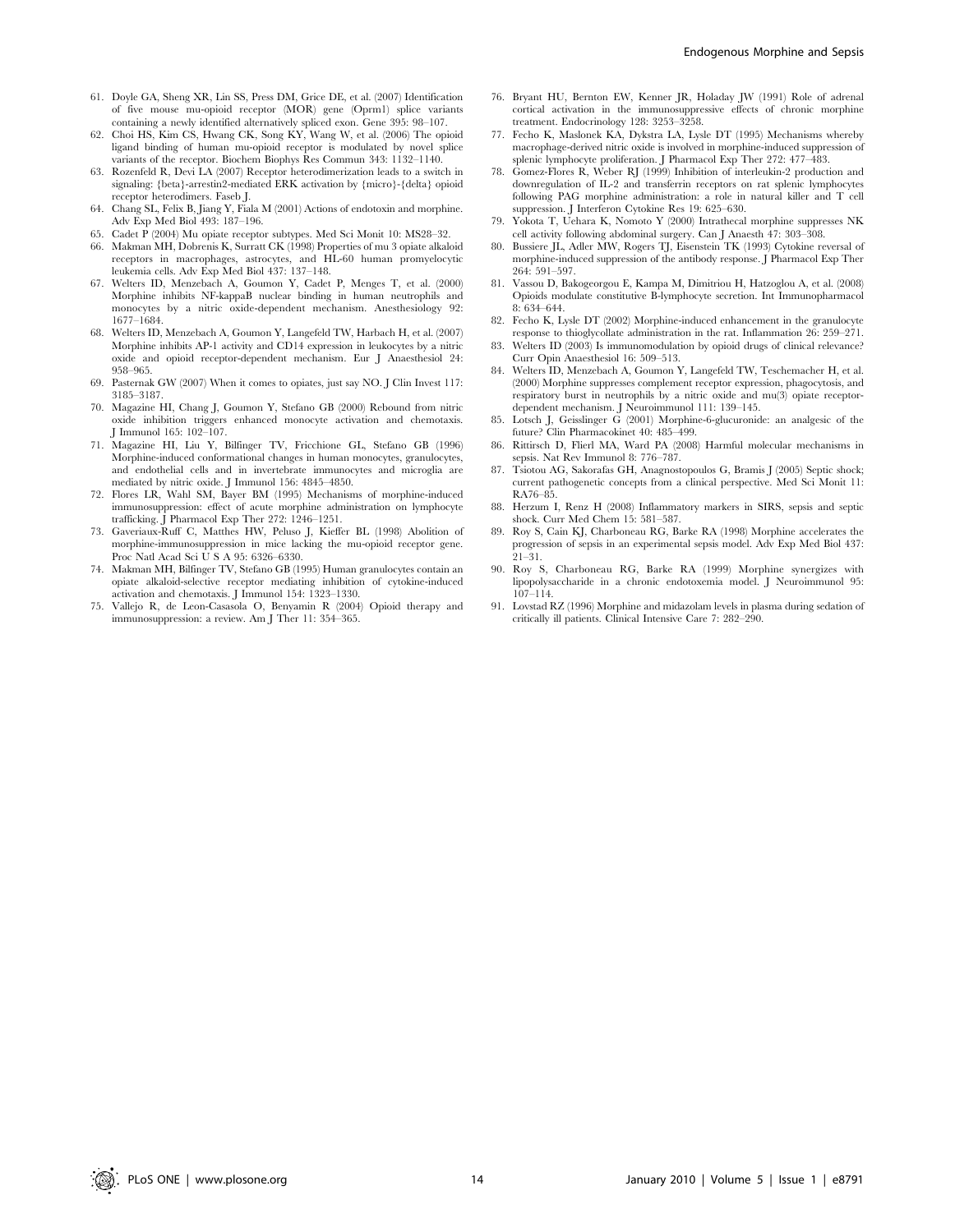61. Doyle GA, Sheng XR, Lin SS, Press DM, Grice DE, et al. (2007) Identification of five mouse mu-opioid receptor (MOR) gene (Oprm1) splice variants containing a newly identified alternatively spliced exon. Gene 395: 98–107.
62. Choi HS, Kim CS, Hwang CK, Song KY, Wang W, et al. (2006) The opioid ligand binding of human mu-opioid receptor is modulated by novel splice variants of the receptor. Biochem Biophys Res Commun 343: 1132–1140.
63. Rozenfeld R, Devi LA (2007) Receptor heterodimerization leads to a switch in signaling: {beta}-arrestin2-mediated ERK activation by {micro}-{delta} opioid receptor heterodimers. Faseb J.
64. Chang SL, Felix B, Jiang Y, Fiala M (2001) Actions of endotoxin and morphine. Adv Exp Med Biol 493: 187–196.
65. Cadet P (2004) Mu opiate receptor subtypes. Med Sci Monit 10: MS28–32.
66. Makman MH, Dobrenis K, Surratt CK (1998) Properties of mu 3 opiate alkaloid receptors in macrophages, astrocytes, and HL-60 human promyelocytic leukemia cells. Adv Exp Med Biol 437: 137–148.
67. Welters ID, Menzebach A, Goumon Y, Cadet P, Menges T, et al. (2000) Morphine inhibits NF-kappaB nuclear binding in human neutrophils and monocytes by a nitric oxide-dependent mechanism. Anesthesiology 92: 1677–1684.
68. Welters ID, Menzebach A, Goumon Y, Langefeld TW, Harbach H, et al. (2007) Morphine inhibits AP-1 activity and CD14 expression in leukocytes by a nitric oxide and opioid receptor-dependent mechanism. Eur J Anaesthesiol 24: 958–965.
69. Pasternak GW (2007) When it comes to opiates, just say NO. J Clin Invest 117: 3185–3187.
70. Magazine HI, Chang J, Goumon Y, Stefano GB (2000) Rebound from nitric oxide inhibition triggers enhanced monocyte activation and chemotaxis. J Immunol 165: 102–107.
71. Magazine HI, Liu Y, Bilfinger TV, Fricchione GL, Stefano GB (1996) Morphine-induced conformational changes in human monocytes, granulocytes, and endothelial cells and in invertebrate immunocytes and microglia are mediated by nitric oxide. J Immunol 156: 4845–4850.
72. Flores LR, Wahl SM, Bayer BM (1995) Mechanisms of morphine-induced immunosuppression: effect of acute morphine administration on lymphocyte trafficking. J Pharmacol Exp Ther 272: 1246–1251.
73. Gaveriaux-Ruff C, Matthes HW, Peluso J, Kieffer BL (1998) Abolition of morphine-immunosuppression in mice lacking the mu-opioid receptor gene. Proc Natl Acad Sci U S A 95: 6326–6330.
74. Makman MH, Bilfinger TV, Stefano GB (1995) Human granulocytes contain an opiate alkaloid-selective receptor mediating inhibition of cytokine-induced activation and chemotaxis. J Immunol 154: 1323–1330.
75. Vallejo R, de Leon-Casasola O, Benyamin R (2004) Opioid therapy and immunosuppression: a review. Am J Ther 11: 354–365.
76. Bryant HU, Bernton EW, Kenner JR, Holaday JW (1991) Role of adrenal cortical activation in the immunosuppressive effects of chronic morphine treatment. Endocrinology 128: 3253–3258.
77. Fecho K, Maslonek KA, Dykstra LA, Lysle DT (1995) Mechanisms whereby macrophage-derived nitric oxide is involved in morphine-induced suppression of splenic lymphocyte proliferation. J Pharmacol Exp Ther 272: 477–483.
78. Gomez-Flores R, Weber RJ (1999) Inhibition of interleukin-2 production and downregulation of IL-2 and transferrin receptors on rat splenic lymphocytes following PAG morphine administration: a role in natural killer and T cell suppression. J Interferon Cytokine Res 19: 625–630.
79. Yokota T, Uehara K, Nomoto Y (2000) Intrathecal morphine suppresses NK cell activity following abdominal surgery. Can J Anaesth 47: 303–308.
80. Bussiere JL, Adler MW, Rogers TJ, Eisenstein TK (1993) Cytokine reversal of morphine-induced suppression of the antibody response. J Pharmacol Exp Ther 264: 591–597.
81. Vassou D, Bakogeorgou E, Kampa M, Dimitriou H, Hatzoglou A, et al. (2008) Opioids modulate constitutive B-lymphocyte secretion. Int Immunopharmacol 8: 634–644.
82. Fecho K, Lysle DT (2002) Morphine-induced enhancement in the granulocyte response to thioglycollate administration in the rat. Inflammation 26: 259–271.
83. Welters ID (2003) Is immunomodulation by opioid drugs of clinical relevance? Curr Opin Anaesthesiol 16: 509–513.
84. Welters ID, Menzebach A, Goumon Y, Langefeld TW, Teschemacher H, et al. (2000) Morphine suppresses complement receptor expression, phagocytosis, and respiratory burst in neutrophils by a nitric oxide and mu(3) opiate receptor-dependent mechanism. J Neuroimmunol 111: 139–145.
85. Lotsch J, Geisslinger G (2001) Morphine-6-glucuronide: an analgesic of the future? Clin Pharmacokinet 40: 485–499.
86. Rittirsch D, Flierl MA, Ward PA (2008) Harmful molecular mechanisms in sepsis. Nat Rev Immunol 8: 776–787.
87. Tsiotou AG, Sakorafas GH, Anagnostopoulos G, Bramis J (2005) Septic shock; current pathogenetic concepts from a clinical perspective. Med Sci Monit 11: RA76–85.
88. Herzum I, Renz H (2008) Inflammatory markers in SIRS, sepsis and septic shock. Curr Med Chem 15: 581–587.
89. Roy S, Cain KJ, Charboneau RG, Barke RA (1998) Morphine accelerates the progression of sepsis in an experimental sepsis model. Adv Exp Med Biol 437: 21–31.
90. Roy S, Charboneau RG, Barke RA (1999) Morphine synergizes with lipopolysaccharide in a chronic endotoxemia model. J Neuroimmunol 95: 107–114.
91. Lovstad RZ (1996) Morphine and midazolam levels in plasma during sedation of critically ill patients. Clinical Intensive Care 7: 282–290.